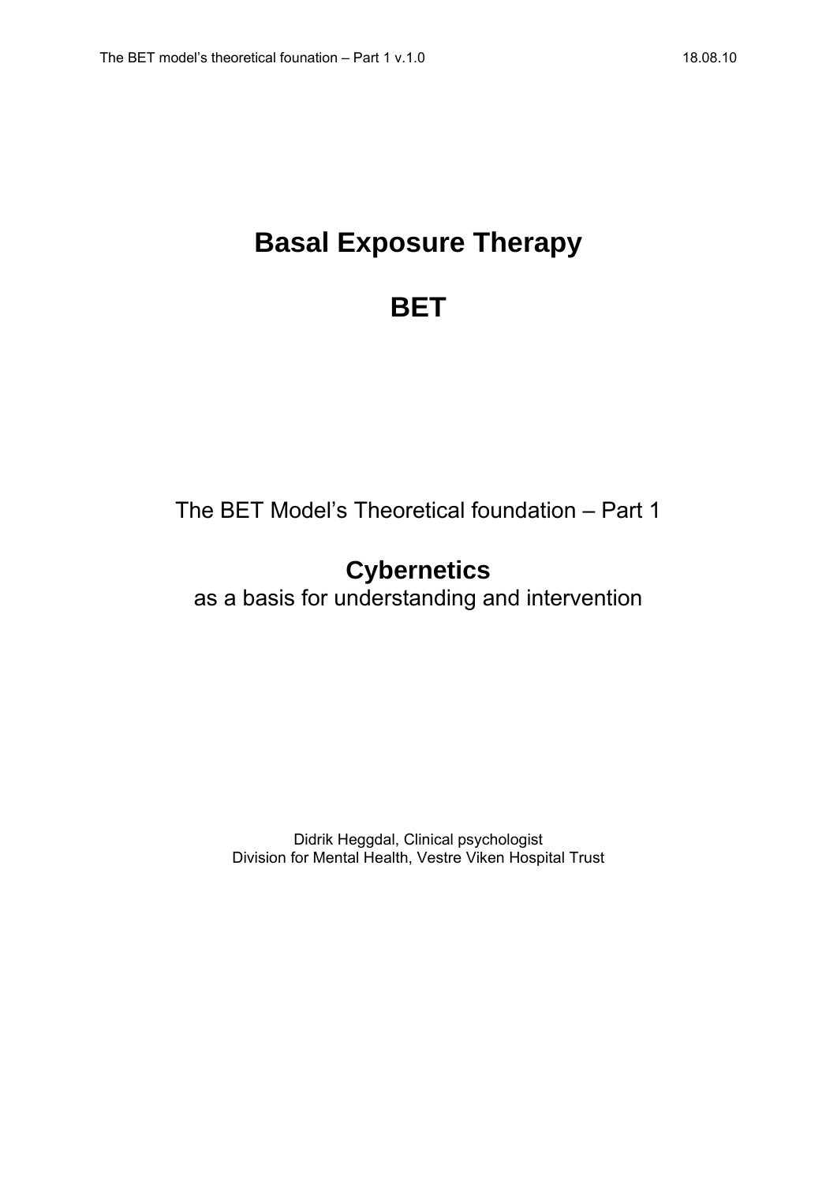# Basal Exposure Therapy

# BET

The BET Model's Theoretical foundation – Part 1

## Cybernetics

as a basis for understanding and intervention

Didrik Heggdal, Clinical psychologist
Division for Mental Health, Vestre Viken Hospital Trust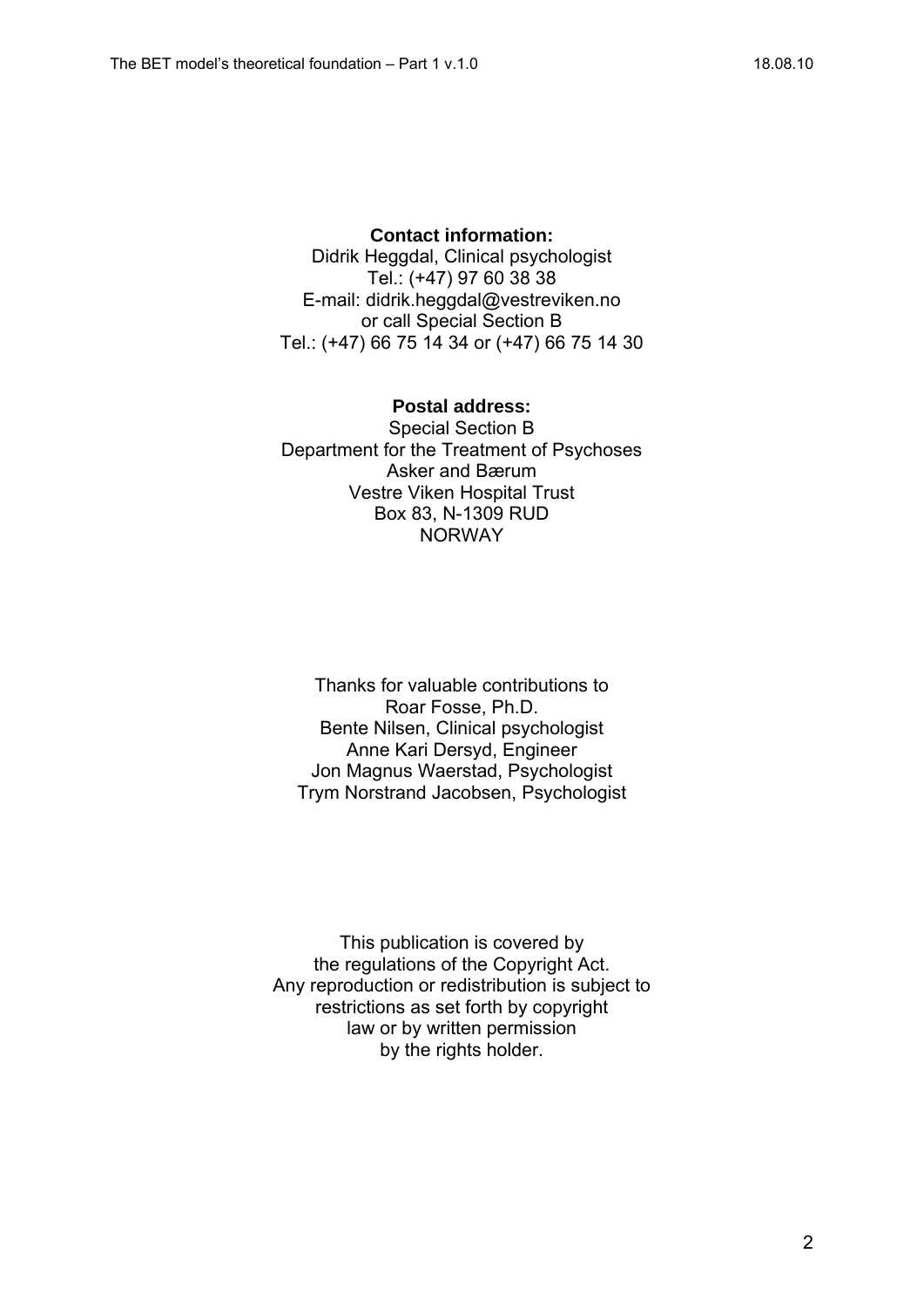**Contact information:**
Didrik Heggdal, Clinical psychologist
Tel.: (+47) 97 60 38 38
E-mail: didrik.heggdal@vestreviken.no
or call Special Section B
Tel.: (+47) 66 75 14 34 or (+47) 66 75 14 30

**Postal address:**
Special Section B
Department for the Treatment of Psychoses
Asker and Bærum
Vestre Viken Hospital Trust
Box 83, N-1309 RUD
NORWAY

Thanks for valuable contributions to
Roar Fosse, Ph.D.
Bente Nilsen, Clinical psychologist
Anne Kari Dersyd, Engineer
Jon Magnus Waerstad, Psychologist
Trym Norstrand Jacobsen, Psychologist

This publication is covered by
the regulations of the Copyright Act.
Any reproduction or redistribution is subject to
restrictions as set forth by copyright
law or by written permission
by the rights holder.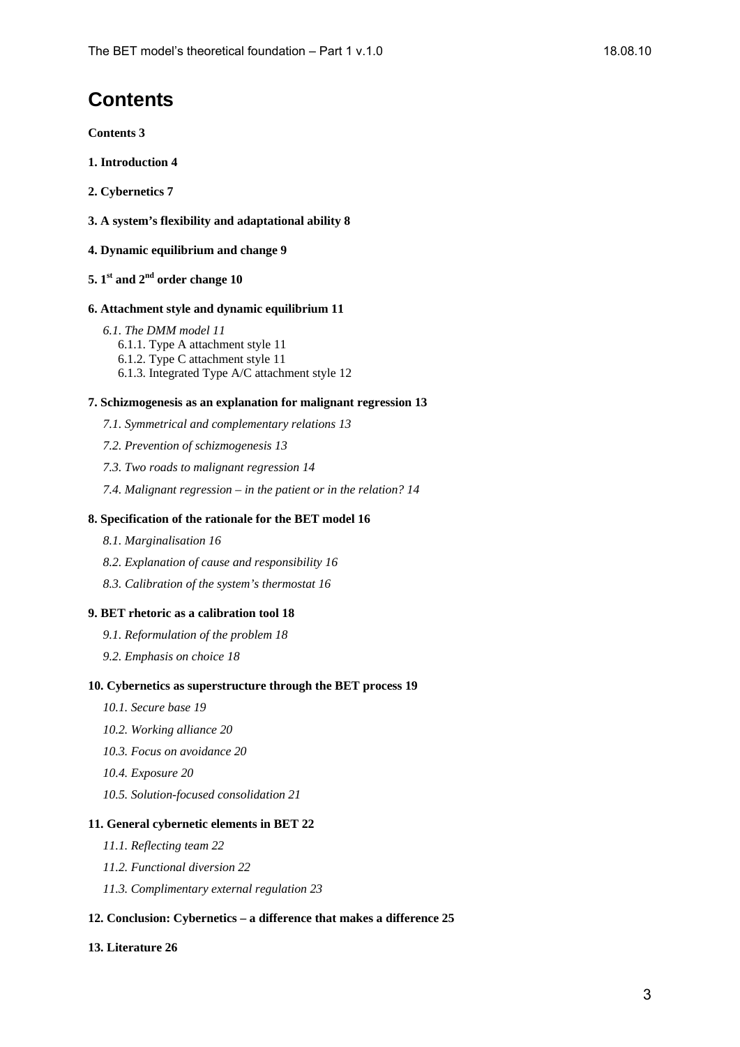# Contents

**Contents 3**

**1. Introduction 4**

**2. Cybernetics 7**

**3. A system's flexibility and adaptational ability 8**

**4. Dynamic equilibrium and change 9**

**5. 1st and 2nd order change 10**

**6. Attachment style and dynamic equilibrium 11**

*6.1. The DMM model 11*
6.1.1. Type A attachment style 11
6.1.2. Type C attachment style 11
6.1.3. Integrated Type A/C attachment style 12

**7. Schizmogenesis as an explanation for malignant regression 13**

*7.1. Symmetrical and complementary relations 13*

*7.2. Prevention of schizmogenesis 13*

*7.3. Two roads to malignant regression 14*

*7.4. Malignant regression – in the patient or in the relation? 14*

**8. Specification of the rationale for the BET model 16**

*8.1. Marginalisation 16*

*8.2. Explanation of cause and responsibility 16*

*8.3. Calibration of the system's thermostat 16*

**9. BET rhetoric as a calibration tool 18**

*9.1. Reformulation of the problem 18*

*9.2. Emphasis on choice 18*

**10. Cybernetics as superstructure through the BET process 19**

*10.1. Secure base 19*

*10.2. Working alliance 20*

*10.3. Focus on avoidance 20*

*10.4. Exposure 20*

*10.5. Solution-focused consolidation 21*

**11. General cybernetic elements in BET 22**

*11.1. Reflecting team 22*

*11.2. Functional diversion 22*

*11.3. Complimentary external regulation 23*

**12. Conclusion: Cybernetics – a difference that makes a difference 25**

**13. Literature 26**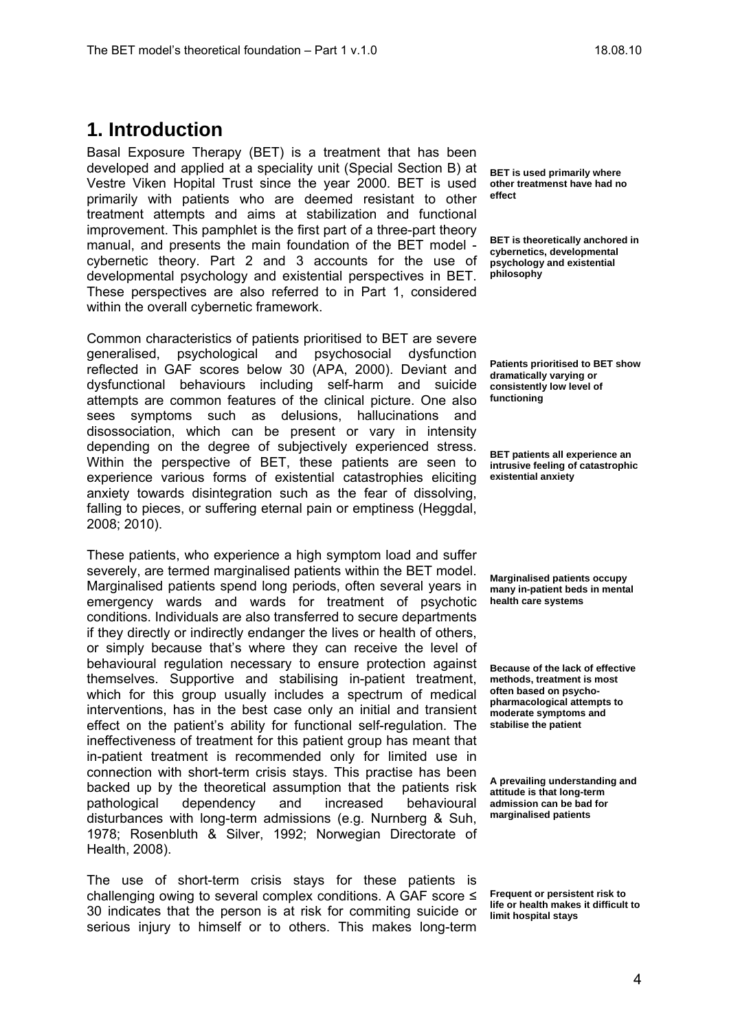# 1. Introduction

Basal Exposure Therapy (BET) is a treatment that has been developed and applied at a speciality unit (Special Section B) at Vestre Viken Hopital Trust since the year 2000. BET is used primarily with patients who are deemed resistant to other treatment attempts and aims at stabilization and functional improvement. This pamphlet is the first part of a three-part theory manual, and presents the main foundation of the BET model - cybernetic theory. Part 2 and 3 accounts for the use of developmental psychology and existential perspectives in BET. These perspectives are also referred to in Part 1, considered within the overall cybernetic framework.

**BET is used primarily where other treatmenst have had no effect**

**BET is theoretically anchored in cybernetics, developmental psychology and existential philosophy**

Common characteristics of patients prioritised to BET are severe generalised, psychological and psychosocial dysfunction reflected in GAF scores below 30 (APA, 2000). Deviant and dysfunctional behaviours including self-harm and suicide attempts are common features of the clinical picture. One also sees symptoms such as delusions, hallucinations and disossociation, which can be present or vary in intensity depending on the degree of subjectively experienced stress. Within the perspective of BET, these patients are seen to experience various forms of existential catastrophies eliciting anxiety towards disintegration such as the fear of dissolving, falling to pieces, or suffering eternal pain or emptiness (Heggdal, 2008; 2010).

**Patients prioritised to BET show dramatically varying or consistently low level of functioning**

**BET patients all experience an intrusive feeling of catastrophic existential anxiety**

These patients, who experience a high symptom load and suffer severely, are termed marginalised patients within the BET model. Marginalised patients spend long periods, often several years in emergency wards and wards for treatment of psychotic conditions. Individuals are also transferred to secure departments if they directly or indirectly endanger the lives or health of others, or simply because that's where they can receive the level of behavioural regulation necessary to ensure protection against themselves. Supportive and stabilising in-patient treatment, which for this group usually includes a spectrum of medical interventions, has in the best case only an initial and transient effect on the patient's ability for functional self-regulation. The ineffectiveness of treatment for this patient group has meant that in-patient treatment is recommended only for limited use in connection with short-term crisis stays. This practise has been backed up by the theoretical assumption that the patients risk pathological dependency and increased behavioural disturbances with long-term admissions (e.g. Nurnberg & Suh, 1978; Rosenbluth & Silver, 1992; Norwegian Directorate of Health, 2008).

**Marginalised patients occupy many in-patient beds in mental health care systems**

**Because of the lack of effective methods, treatment is most often based on psycho-pharmacological attempts to moderate symptoms and stabilise the patient**

**A prevailing understanding and attitude is that long-term admission can be bad for marginalised patients**

The use of short-term crisis stays for these patients is challenging owing to several complex conditions. A GAF score ≤ 30 indicates that the person is at risk for commiting suicide or serious injury to himself or to others. This makes long-term

**Frequent or persistent risk to life or health makes it difficult to limit hospital stays**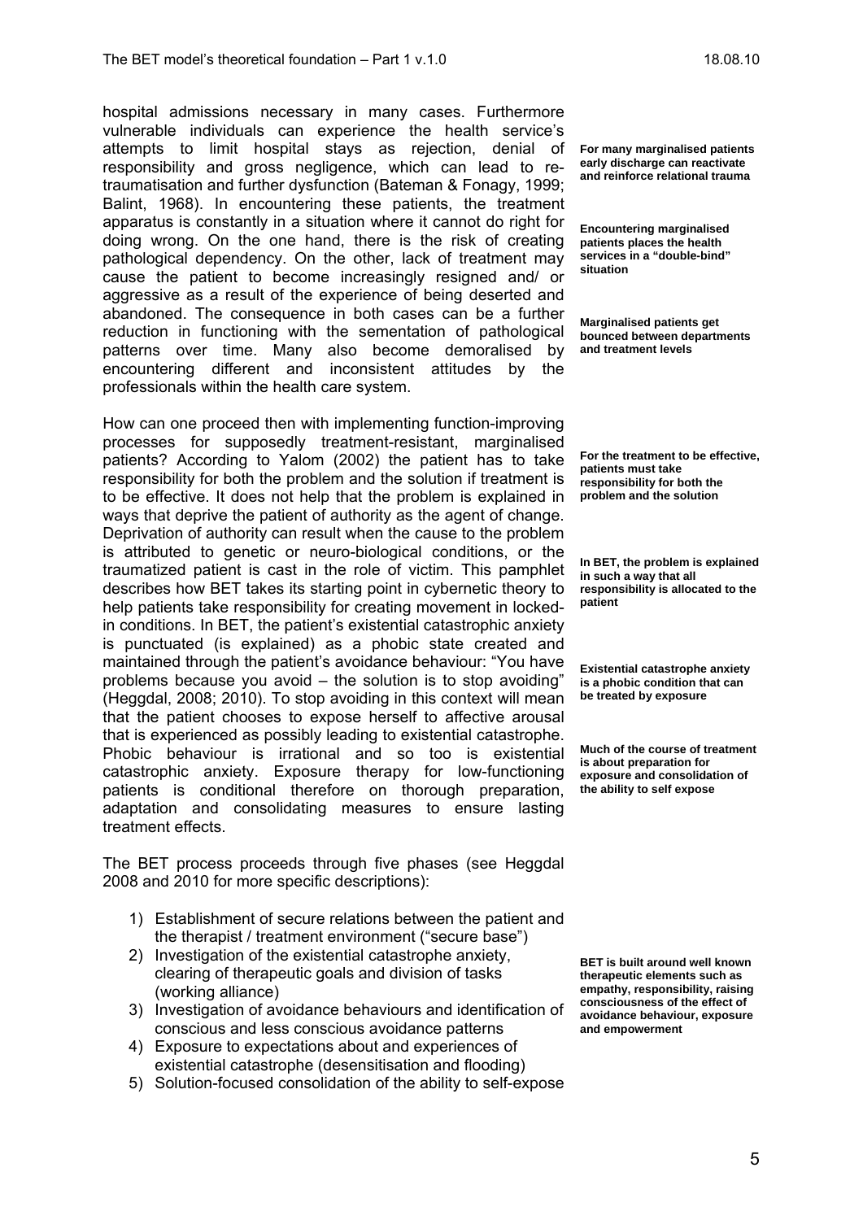hospital admissions necessary in many cases. Furthermore vulnerable individuals can experience the health service's attempts to limit hospital stays as rejection, denial of responsibility and gross negligence, which can lead to re-traumatisation and further dysfunction (Bateman & Fonagy, 1999; Balint, 1968). In encountering these patients, the treatment apparatus is constantly in a situation where it cannot do right for doing wrong. On the one hand, there is the risk of creating pathological dependency. On the other, lack of treatment may cause the patient to become increasingly resigned and/ or aggressive as a result of the experience of being deserted and abandoned. The consequence in both cases can be a further reduction in functioning with the sementation of pathological patterns over time. Many also become demoralised by encountering different and inconsistent attitudes by the professionals within the health care system.

**For many marginalised patients early discharge can reactivate and reinforce relational trauma**

**Encountering marginalised patients places the health services in a "double-bind" situation**

**Marginalised patients get bounced between departments and treatment levels**

How can one proceed then with implementing function-improving processes for supposedly treatment-resistant, marginalised patients? According to Yalom (2002) the patient has to take responsibility for both the problem and the solution if treatment is to be effective. It does not help that the problem is explained in ways that deprive the patient of authority as the agent of change. Deprivation of authority can result when the cause to the problem is attributed to genetic or neuro-biological conditions, or the traumatized patient is cast in the role of victim. This pamphlet describes how BET takes its starting point in cybernetic theory to help patients take responsibility for creating movement in locked-in conditions. In BET, the patient's existential catastrophic anxiety is punctuated (is explained) as a phobic state created and maintained through the patient's avoidance behaviour: "You have problems because you avoid – the solution is to stop avoiding" (Heggdal, 2008; 2010). To stop avoiding in this context will mean that the patient chooses to expose herself to affective arousal that is experienced as possibly leading to existential catastrophe. Phobic behaviour is irrational and so too is existential catastrophic anxiety. Exposure therapy for low-functioning patients is conditional therefore on thorough preparation, adaptation and consolidating measures to ensure lasting treatment effects.

**For the treatment to be effective, patients must take responsibility for both the problem and the solution**

**In BET, the problem is explained in such a way that all responsibility is allocated to the patient**

**Existential catastrophe anxiety is a phobic condition that can be treated by exposure**

**Much of the course of treatment is about preparation for exposure and consolidation of the ability to self expose**

The BET process proceeds through five phases (see Heggdal 2008 and 2010 for more specific descriptions):

1) Establishment of secure relations between the patient and the therapist / treatment environment ("secure base")
2) Investigation of the existential catastrophe anxiety, clearing of therapeutic goals and division of tasks (working alliance)
3) Investigation of avoidance behaviours and identification of conscious and less conscious avoidance patterns
4) Exposure to expectations about and experiences of existential catastrophe (desensitisation and flooding)
5) Solution-focused consolidation of the ability to self-expose

**BET is built around well known therapeutic elements such as empathy, responsibility, raising consciousness of the effect of avoidance behaviour, exposure and empowerment**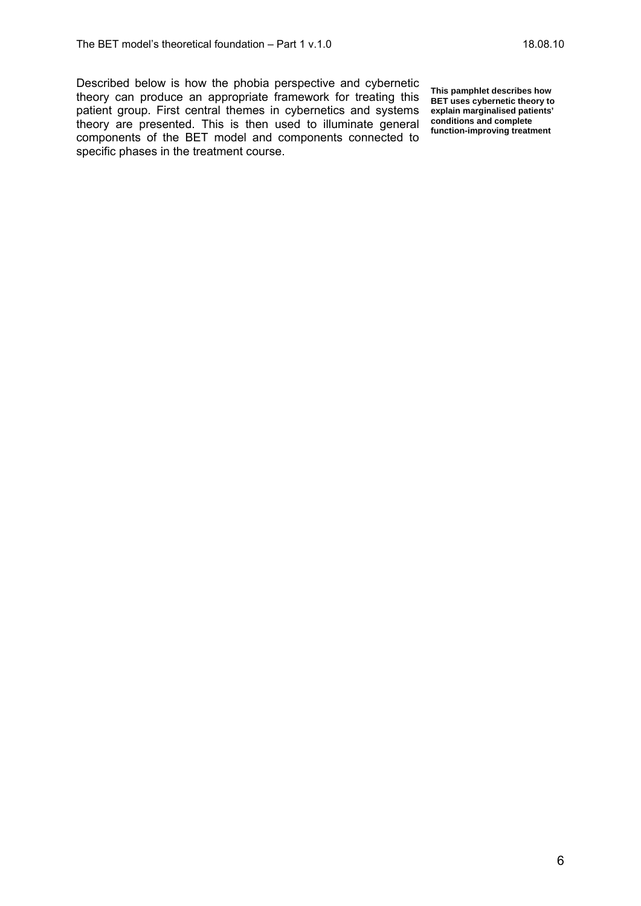Described below is how the phobia perspective and cybernetic theory can produce an appropriate framework for treating this patient group. First central themes in cybernetics and systems theory are presented. This is then used to illuminate general components of the BET model and components connected to specific phases in the treatment course.

**This pamphlet describes how BET uses cybernetic theory to explain marginalised patients' conditions and complete function-improving treatment**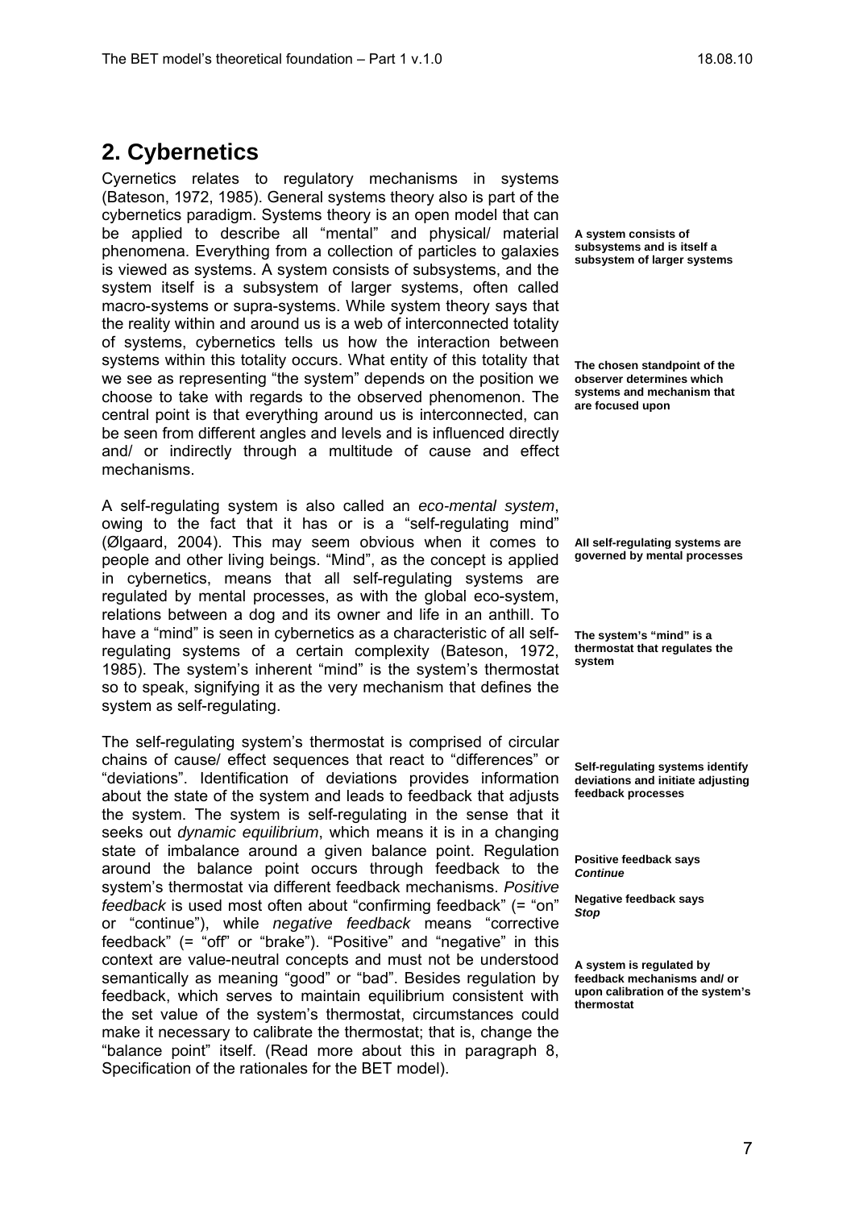## 2. Cybernetics

Cyernetics relates to regulatory mechanisms in systems (Bateson, 1972, 1985). General systems theory also is part of the cybernetics paradigm. Systems theory is an open model that can be applied to describe all "mental" and physical/ material phenomena. Everything from a collection of particles to galaxies is viewed as systems. A system consists of subsystems, and the system itself is a subsystem of larger systems, often called macro-systems or supra-systems. While system theory says that the reality within and around us is a web of interconnected totality of systems, cybernetics tells us how the interaction between systems within this totality occurs. What entity of this totality that we see as representing "the system" depends on the position we choose to take with regards to the observed phenomenon. The central point is that everything around us is interconnected, can be seen from different angles and levels and is influenced directly and/ or indirectly through a multitude of cause and effect mechanisms.

**A system consists of subsystems and is itself a subsystem of larger systems**

**The chosen standpoint of the observer determines which systems and mechanism that are focused upon**

A self-regulating system is also called an *eco-mental system*, owing to the fact that it has or is a "self-regulating mind" (Ølgaard, 2004). This may seem obvious when it comes to people and other living beings. "Mind", as the concept is applied in cybernetics, means that all self-regulating systems are regulated by mental processes, as with the global eco-system, relations between a dog and its owner and life in an anthill. To have a "mind" is seen in cybernetics as a characteristic of all self-regulating systems of a certain complexity (Bateson, 1972, 1985). The system's inherent "mind" is the system's thermostat so to speak, signifying it as the very mechanism that defines the system as self-regulating.

**All self-regulating systems are governed by mental processes**

**The system's "mind" is a thermostat that regulates the system**

The self-regulating system's thermostat is comprised of circular chains of cause/ effect sequences that react to "differences" or "deviations". Identification of deviations provides information about the state of the system and leads to feedback that adjusts the system. The system is self-regulating in the sense that it seeks out *dynamic equilibrium*, which means it is in a changing state of imbalance around a given balance point. Regulation around the balance point occurs through feedback to the system's thermostat via different feedback mechanisms. *Positive feedback* is used most often about "confirming feedback" (= "on" or "continue"), while *negative feedback* means "corrective feedback" (= "off" or "brake"). "Positive" and "negative" in this context are value-neutral concepts and must not be understood semantically as meaning "good" or "bad". Besides regulation by feedback, which serves to maintain equilibrium consistent with the set value of the system's thermostat, circumstances could make it necessary to calibrate the thermostat; that is, change the "balance point" itself. (Read more about this in paragraph 8, Specification of the rationales for the BET model).

**Self-regulating systems identify deviations and initiate adjusting feedback processes**

**Positive feedback says *Continue***

**Negative feedback says *Stop***

**A system is regulated by feedback mechanisms and/ or upon calibration of the system's thermostat**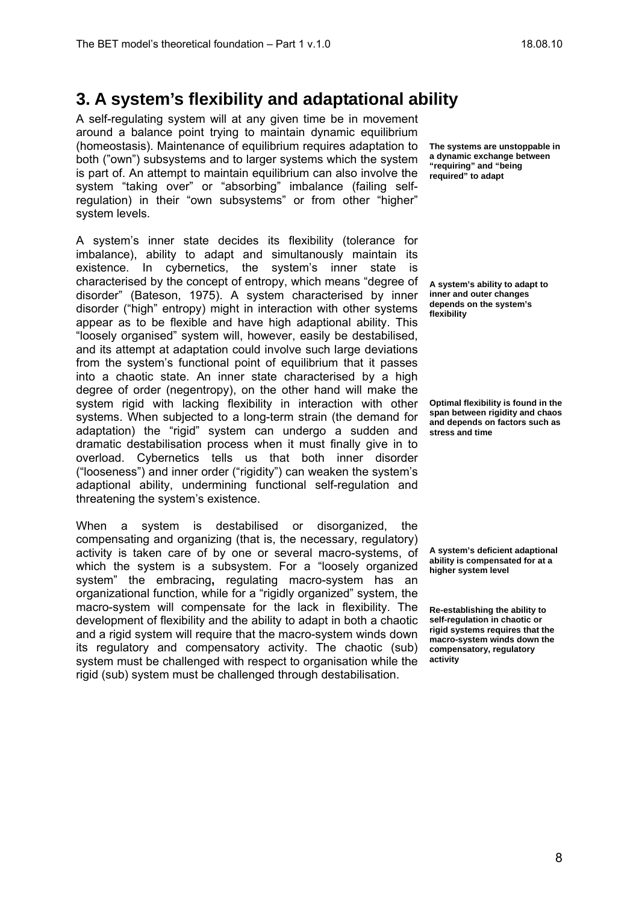# 3. A system's flexibility and adaptational ability

A self-regulating system will at any given time be in movement around a balance point trying to maintain dynamic equilibrium (homeostasis). Maintenance of equilibrium requires adaptation to both ("own") subsystems and to larger systems which the system is part of. An attempt to maintain equilibrium can also involve the system "taking over" or "absorbing" imbalance (failing self-regulation) in their "own subsystems" or from other "higher" system levels.

**The systems are unstoppable in a dynamic exchange between "requiring" and "being required" to adapt**

A system's inner state decides its flexibility (tolerance for imbalance), ability to adapt and simultanously maintain its existence. In cybernetics, the system's inner state is characterised by the concept of entropy, which means "degree of disorder" (Bateson, 1975). A system characterised by inner disorder ("high" entropy) might in interaction with other systems appear as to be flexible and have high adaptional ability. This "loosely organised" system will, however, easily be destabilised, and its attempt at adaptation could involve such large deviations from the system's functional point of equilibrium that it passes into a chaotic state. An inner state characterised by a high degree of order (negentropy), on the other hand will make the system rigid with lacking flexibility in interaction with other systems. When subjected to a long-term strain (the demand for adaptation) the "rigid" system can undergo a sudden and dramatic destabilisation process when it must finally give in to overload. Cybernetics tells us that both inner disorder ("looseness") and inner order ("rigidity") can weaken the system's adaptional ability, undermining functional self-regulation and threatening the system's existence.

**A system's ability to adapt to inner and outer changes depends on the system's flexibility**

**Optimal flexibility is found in the span between rigidity and chaos and depends on factors such as stress and time**

When a system is destabilised or disorganized, the compensating and organizing (that is, the necessary, regulatory) activity is taken care of by one or several macro-systems, of which the system is a subsystem. For a "loosely organized system" the embracing**,** regulating macro-system has an organizational function, while for a "rigidly organized" system, the macro-system will compensate for the lack in flexibility. The development of flexibility and the ability to adapt in both a chaotic and a rigid system will require that the macro-system winds down its regulatory and compensatory activity. The chaotic (sub) system must be challenged with respect to organisation while the rigid (sub) system must be challenged through destabilisation.

**A system's deficient adaptional ability is compensated for at a higher system level**

**Re-establishing the ability to self-regulation in chaotic or rigid systems requires that the macro-system winds down the compensatory, regulatory activity**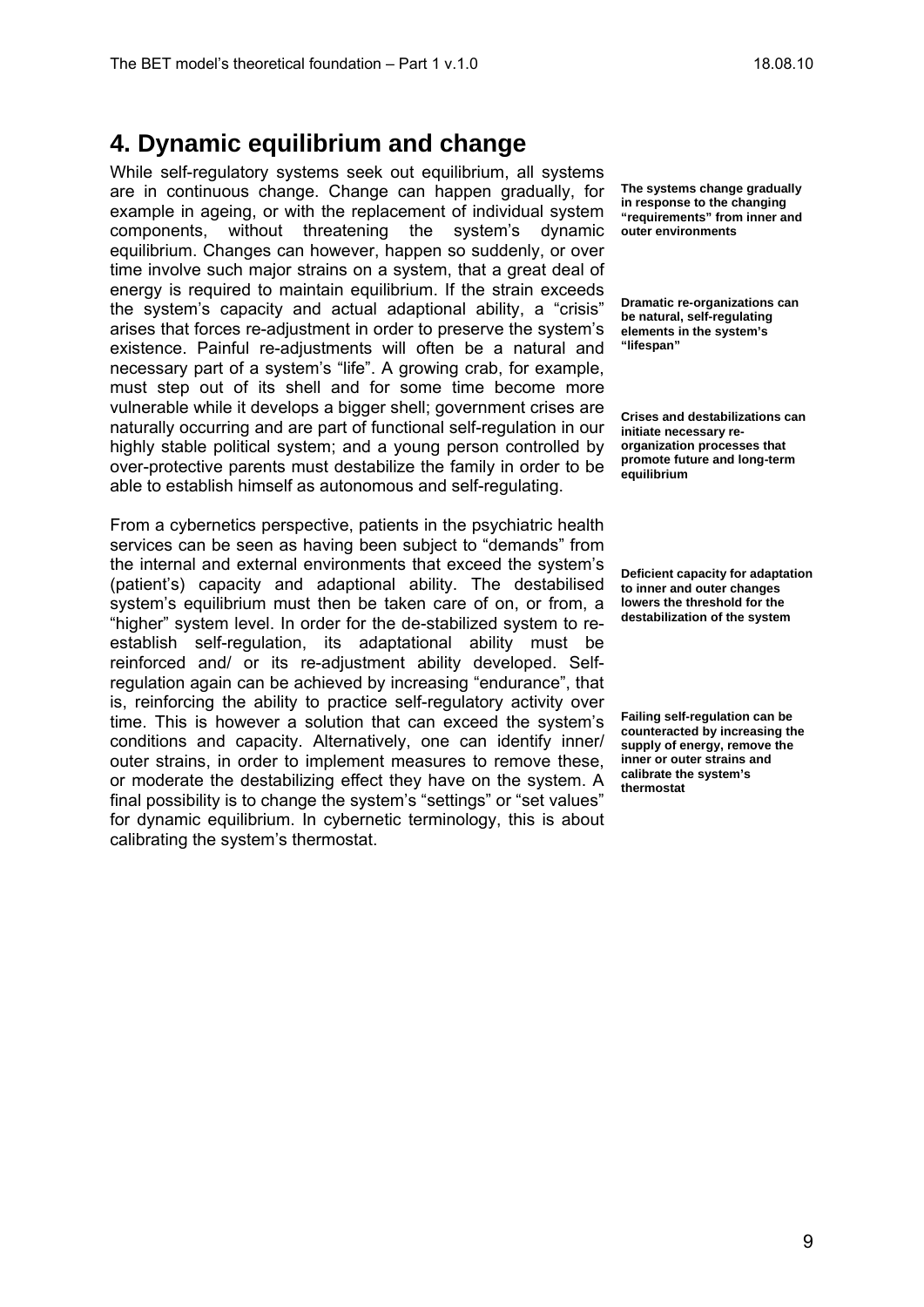## 4. Dynamic equilibrium and change

While self-regulatory systems seek out equilibrium, all systems are in continuous change. Change can happen gradually, for example in ageing, or with the replacement of individual system components, without threatening the system's dynamic equilibrium. Changes can however, happen so suddenly, or over time involve such major strains on a system, that a great deal of energy is required to maintain equilibrium. If the strain exceeds the system's capacity and actual adaptional ability, a "crisis" arises that forces re-adjustment in order to preserve the system's existence. Painful re-adjustments will often be a natural and necessary part of a system's "life". A growing crab, for example, must step out of its shell and for some time become more vulnerable while it develops a bigger shell; government crises are naturally occurring and are part of functional self-regulation in our highly stable political system; and a young person controlled by over-protective parents must destabilize the family in order to be able to establish himself as autonomous and self-regulating.

**The systems change gradually in response to the changing "requirements" from inner and outer environments**

**Dramatic re-organizations can be natural, self-regulating elements in the system's "lifespan"**

**Crises and destabilizations can initiate necessary re-organization processes that promote future and long-term equilibrium**

From a cybernetics perspective, patients in the psychiatric health services can be seen as having been subject to "demands" from the internal and external environments that exceed the system's (patient's) capacity and adaptional ability. The destabilised system's equilibrium must then be taken care of on, or from, a "higher" system level. In order for the de-stabilized system to re-establish self-regulation, its adaptational ability must be reinforced and/ or its re-adjustment ability developed. Self-regulation again can be achieved by increasing "endurance", that is, reinforcing the ability to practice self-regulatory activity over time. This is however a solution that can exceed the system's conditions and capacity. Alternatively, one can identify inner/ outer strains, in order to implement measures to remove these, or moderate the destabilizing effect they have on the system. A final possibility is to change the system's "settings" or "set values" for dynamic equilibrium. In cybernetic terminology, this is about calibrating the system's thermostat.

**Deficient capacity for adaptation to inner and outer changes lowers the threshold for the destabilization of the system**

**Failing self-regulation can be counteracted by increasing the supply of energy, remove the inner or outer strains and calibrate the system's thermostat**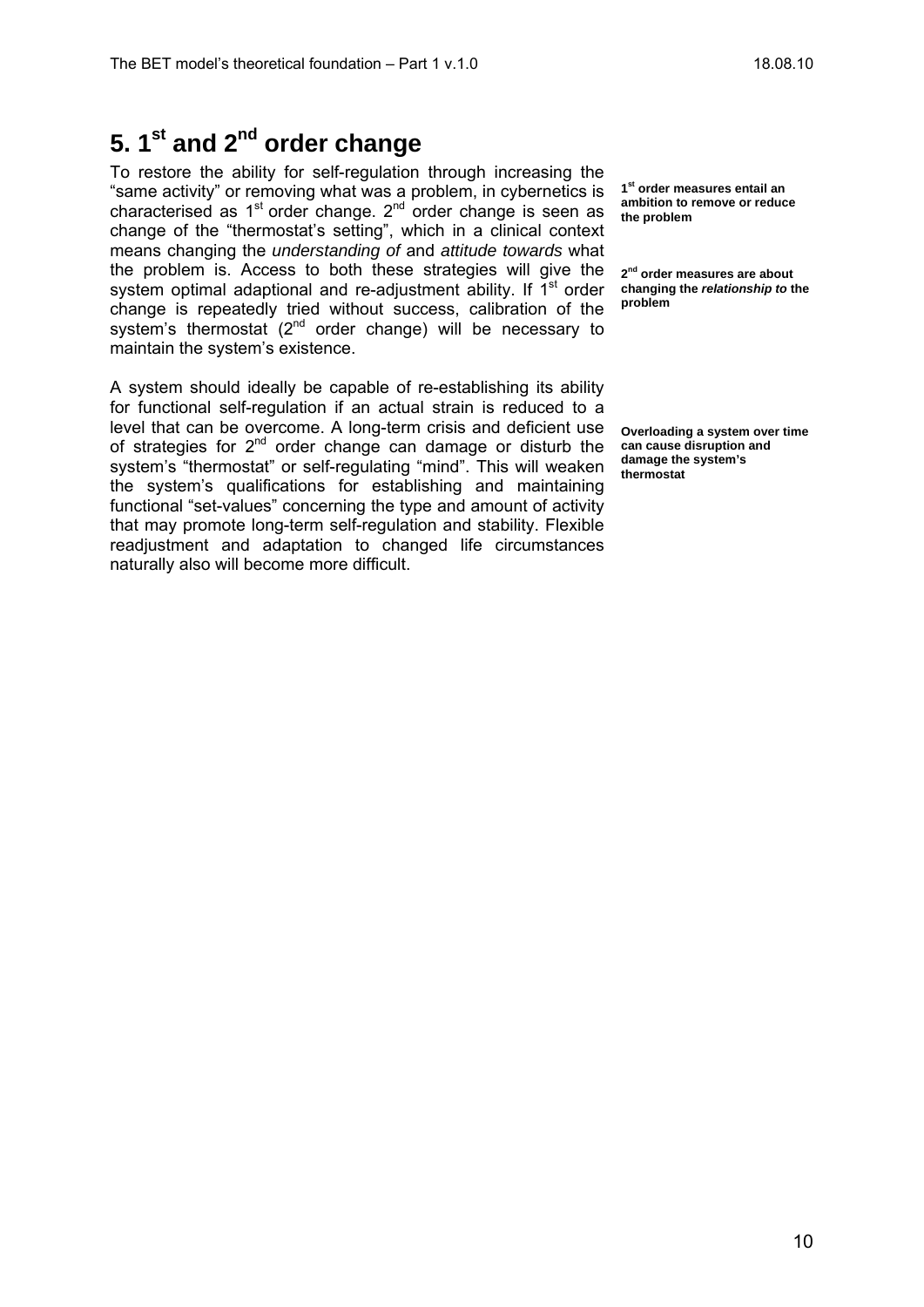# 5. 1st and 2nd order change

To restore the ability for self-regulation through increasing the "same activity" or removing what was a problem, in cybernetics is characterised as 1st order change. 2nd order change is seen as change of the "thermostat's setting", which in a clinical context means changing the *understanding of* and *attitude towards* what the problem is. Access to both these strategies will give the system optimal adaptional and re-adjustment ability. If 1st order change is repeatedly tried without success, calibration of the system's thermostat (2nd order change) will be necessary to maintain the system's existence.

**1st order measures entail an ambition to remove or reduce the problem**

**2nd order measures are about changing the *relationship to* the problem**

A system should ideally be capable of re-establishing its ability for functional self-regulation if an actual strain is reduced to a level that can be overcome. A long-term crisis and deficient use of strategies for 2nd order change can damage or disturb the system's "thermostat" or self-regulating "mind". This will weaken the system's qualifications for establishing and maintaining functional "set-values" concerning the type and amount of activity that may promote long-term self-regulation and stability. Flexible readjustment and adaptation to changed life circumstances naturally also will become more difficult.

**Overloading a system over time can cause disruption and damage the system's thermostat**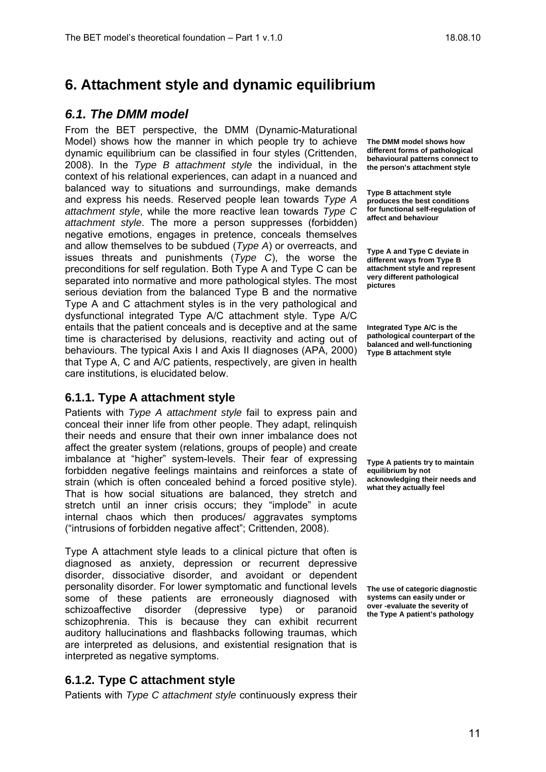# 6. Attachment style and dynamic equilibrium

## 6.1. The DMM model

From the BET perspective, the DMM (Dynamic-Maturational Model) shows how the manner in which people try to achieve dynamic equilibrium can be classified in four styles (Crittenden, 2008). In the *Type B attachment style* the individual, in the context of his relational experiences, can adapt in a nuanced and balanced way to situations and surroundings, make demands and express his needs. Reserved people lean towards *Type A attachment style*, while the more reactive lean towards *Type C attachment style*. The more a person suppresses (forbidden) negative emotions, engages in pretence, conceals themselves and allow themselves to be subdued (*Type A*) or overreacts, and issues threats and punishments (*Type C*), the worse the preconditions for self regulation. Both Type A and Type C can be separated into normative and more pathological styles. The most serious deviation from the balanced Type B and the normative Type A and C attachment styles is in the very pathological and dysfunctional integrated Type A/C attachment style. Type A/C entails that the patient conceals and is deceptive and at the same time is characterised by delusions, reactivity and acting out of behaviours. The typical Axis I and Axis II diagnoses (APA, 2000) that Type A, C and A/C patients, respectively, are given in health care institutions, is elucidated below.

**The DMM model shows how different forms of pathological behavioural patterns connect to the person's attachment style**

**Type B attachment style produces the best conditions for functional self-regulation of affect and behaviour**

**Type A and Type C deviate in different ways from Type B attachment style and represent very different pathological pictures**

**Integrated Type A/C is the pathological counterpart of the balanced and well-functioning Type B attachment style**

### 6.1.1. Type A attachment style

Patients with *Type A attachment style* fail to express pain and conceal their inner life from other people. They adapt, relinquish their needs and ensure that their own inner imbalance does not affect the greater system (relations, groups of people) and create imbalance at "higher" system-levels. Their fear of expressing forbidden negative feelings maintains and reinforces a state of strain (which is often concealed behind a forced positive style). That is how social situations are balanced, they stretch and stretch until an inner crisis occurs; they "implode" in acute internal chaos which then produces/ aggravates symptoms ("intrusions of forbidden negative affect"; Crittenden, 2008).

**Type A patients try to maintain equilibrium by not acknowledging their needs and what they actually feel**

Type A attachment style leads to a clinical picture that often is diagnosed as anxiety, depression or recurrent depressive disorder, dissociative disorder, and avoidant or dependent personality disorder. For lower symptomatic and functional levels some of these patients are erroneously diagnosed with schizoaffective disorder (depressive type) or paranoid schizophrenia. This is because they can exhibit recurrent auditory hallucinations and flashbacks following traumas, which are interpreted as delusions, and existential resignation that is interpreted as negative symptoms.

**The use of categoric diagnostic systems can easily under or over -evaluate the severity of the Type A patient's pathology**

### 6.1.2. Type C attachment style

Patients with *Type C attachment style* continuously express their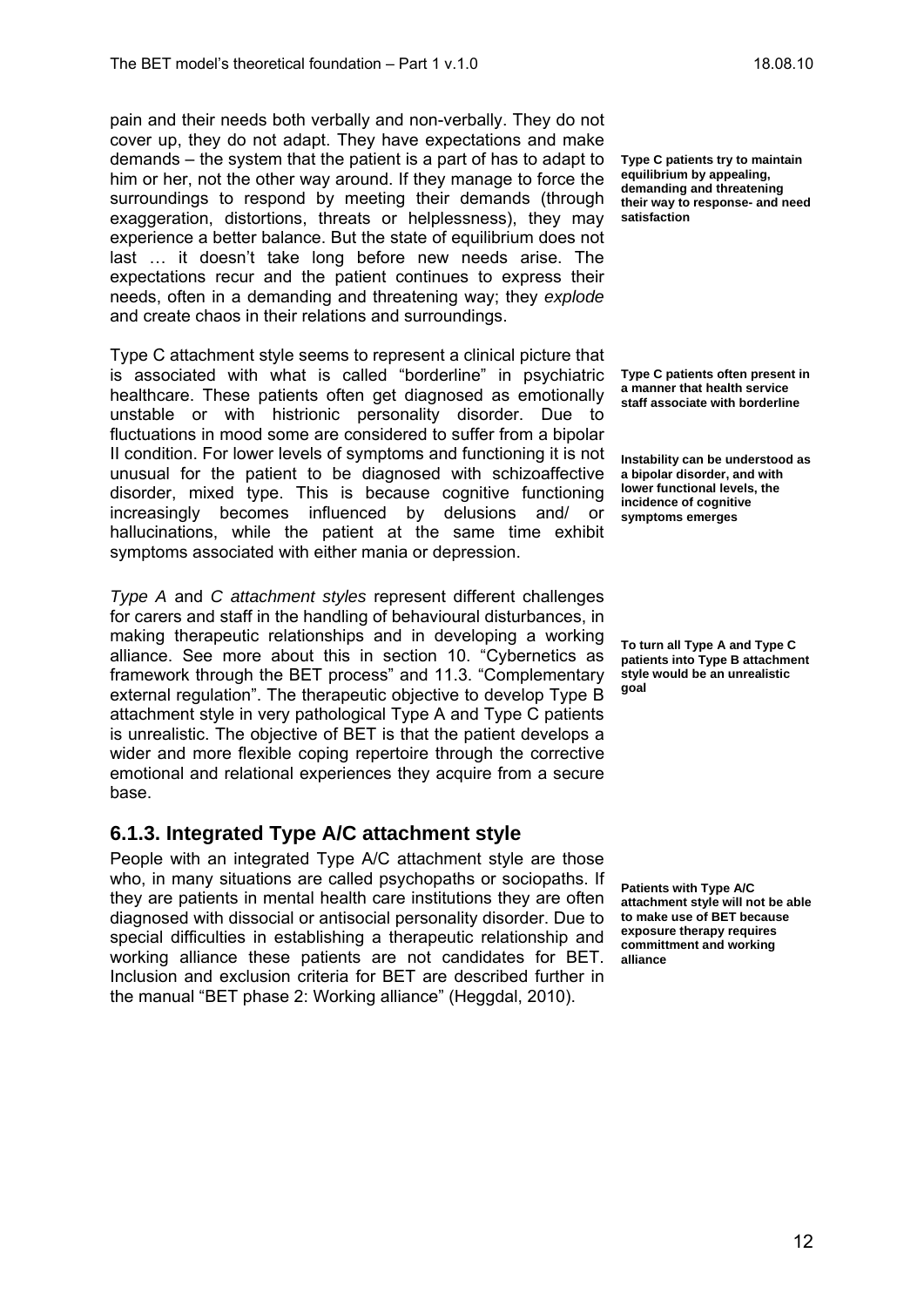pain and their needs both verbally and non-verbally. They do not cover up, they do not adapt. They have expectations and make demands – the system that the patient is a part of has to adapt to him or her, not the other way around. If they manage to force the surroundings to respond by meeting their demands (through exaggeration, distortions, threats or helplessness), they may experience a better balance. But the state of equilibrium does not last … it doesn't take long before new needs arise. The expectations recur and the patient continues to express their needs, often in a demanding and threatening way; they *explode* and create chaos in their relations and surroundings.

**Type C patients try to maintain equilibrium by appealing, demanding and threatening their way to response- and need satisfaction**

Type C attachment style seems to represent a clinical picture that is associated with what is called "borderline" in psychiatric healthcare. These patients often get diagnosed as emotionally unstable or with histrionic personality disorder. Due to fluctuations in mood some are considered to suffer from a bipolar II condition. For lower levels of symptoms and functioning it is not unusual for the patient to be diagnosed with schizoaffective disorder, mixed type. This is because cognitive functioning increasingly becomes influenced by delusions and/ or hallucinations, while the patient at the same time exhibit symptoms associated with either mania or depression.

**Type C patients often present in a manner that health service staff associate with borderline**

**Instability can be understood as a bipolar disorder, and with lower functional levels, the incidence of cognitive symptoms emerges**

*Type A* and *C attachment styles* represent different challenges for carers and staff in the handling of behavioural disturbances, in making therapeutic relationships and in developing a working alliance. See more about this in section 10. "Cybernetics as framework through the BET process" and 11.3. "Complementary external regulation". The therapeutic objective to develop Type B attachment style in very pathological Type A and Type C patients is unrealistic. The objective of BET is that the patient develops a wider and more flexible coping repertoire through the corrective emotional and relational experiences they acquire from a secure base.

**To turn all Type A and Type C patients into Type B attachment style would be an unrealistic goal**

### 6.1.3. Integrated Type A/C attachment style

People with an integrated Type A/C attachment style are those who, in many situations are called psychopaths or sociopaths. If they are patients in mental health care institutions they are often diagnosed with dissocial or antisocial personality disorder. Due to special difficulties in establishing a therapeutic relationship and working alliance these patients are not candidates for BET. Inclusion and exclusion criteria for BET are described further in the manual "BET phase 2: Working alliance" (Heggdal, 2010).

**Patients with Type A/C attachment style will not be able to make use of BET because exposure therapy requires committment and working alliance**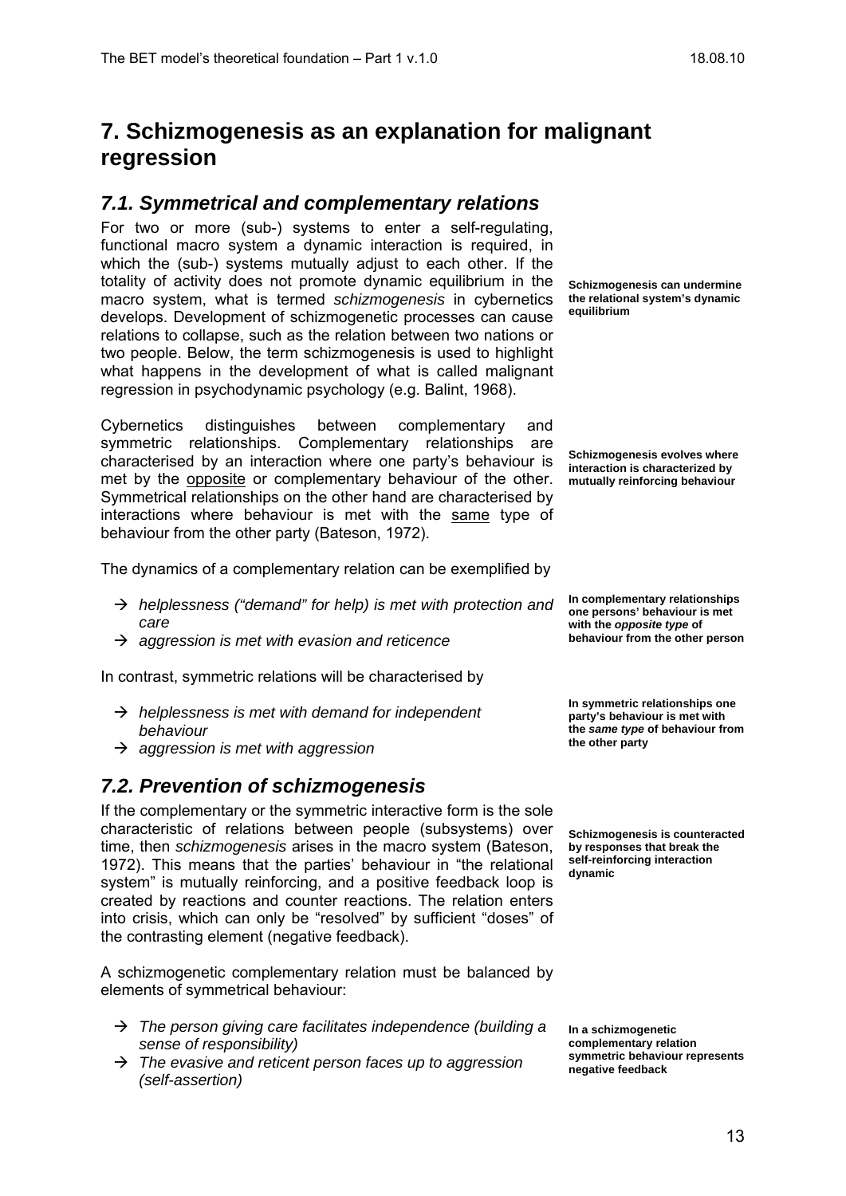# 7. Schizmogenesis as an explanation for malignant regression

## *7.1. Symmetrical and complementary relations*

For two or more (sub-) systems to enter a self-regulating, functional macro system a dynamic interaction is required, in which the (sub-) systems mutually adjust to each other. If the totality of activity does not promote dynamic equilibrium in the macro system, what is termed *schizmogenesis* in cybernetics develops. Development of schizmogenetic processes can cause relations to collapse, such as the relation between two nations or two people. Below, the term schizmogenesis is used to highlight what happens in the development of what is called malignant regression in psychodynamic psychology (e.g. Balint, 1968).

**Schizmogenesis can undermine the relational system's dynamic equilibrium**

Cybernetics distinguishes between complementary and symmetric relationships. Complementary relationships are characterised by an interaction where one party's behaviour is met by the opposite or complementary behaviour of the other. Symmetrical relationships on the other hand are characterised by interactions where behaviour is met with the same type of behaviour from the other party (Bateson, 1972).

**Schizmogenesis evolves where interaction is characterized by mutually reinforcing behaviour**

The dynamics of a complementary relation can be exemplified by

- → *helplessness ("demand" for help) is met with protection and care*
- → *aggression is met with evasion and reticence*

**In complementary relationships one persons' behaviour is met with the *opposite type* of behaviour from the other person**

In contrast, symmetric relations will be characterised by

- → *helplessness is met with demand for independent behaviour*
- → *aggression is met with aggression*

**In symmetric relationships one party's behaviour is met with the *same type* of behaviour from the other party**

## *7.2. Prevention of schizmogenesis*

If the complementary or the symmetric interactive form is the sole characteristic of relations between people (subsystems) over time, then *schizmogenesis* arises in the macro system (Bateson, 1972). This means that the parties' behaviour in "the relational system" is mutually reinforcing, and a positive feedback loop is created by reactions and counter reactions. The relation enters into crisis, which can only be "resolved" by sufficient "doses" of the contrasting element (negative feedback).

**Schizmogenesis is counteracted by responses that break the self-reinforcing interaction dynamic**

A schizmogenetic complementary relation must be balanced by elements of symmetrical behaviour:

- → *The person giving care facilitates independence (building a sense of responsibility)*
- → *The evasive and reticent person faces up to aggression (self-assertion)*

**In a schizmogenetic complementary relation symmetric behaviour represents negative feedback**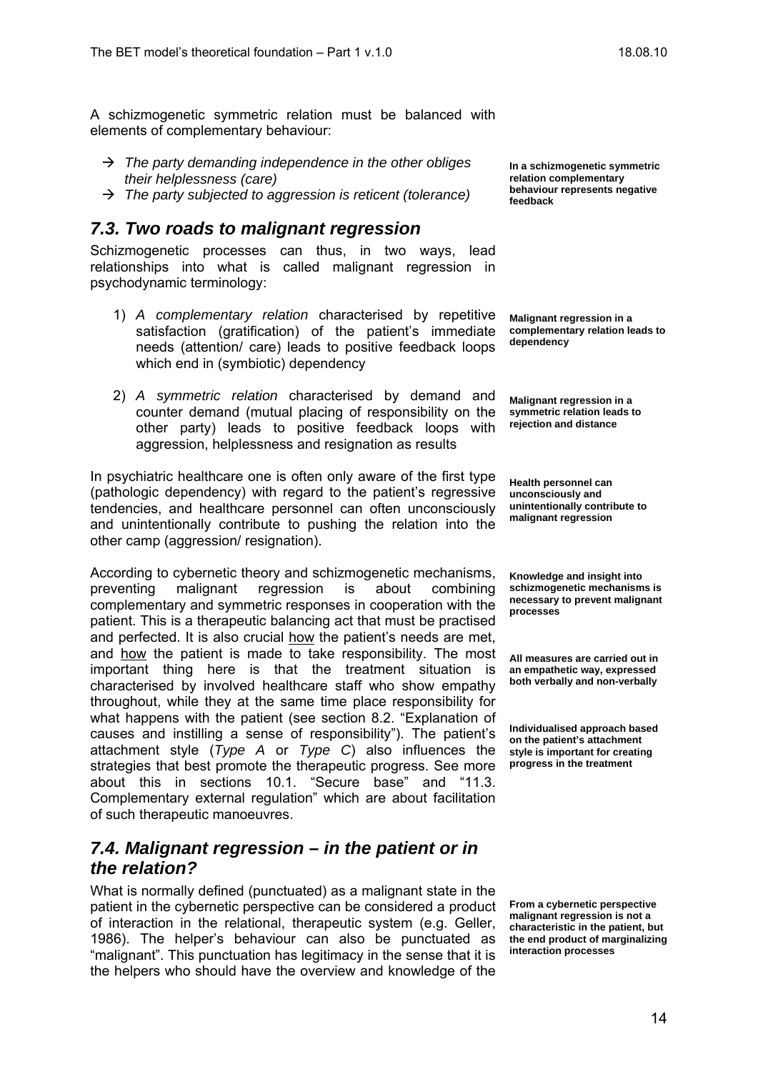A schizmogenetic symmetric relation must be balanced with elements of complementary behaviour:

- → *The party demanding independence in the other obliges their helplessness (care)*
- → *The party subjected to aggression is reticent (tolerance)*

**In a schizmogenetic symmetric relation complementary behaviour represents negative feedback**

## *7.3. Two roads to malignant regression*

Schizmogenetic processes can thus, in two ways, lead relationships into what is called malignant regression in psychodynamic terminology:

1) *A complementary relation* characterised by repetitive satisfaction (gratification) of the patient's immediate needs (attention/ care) leads to positive feedback loops which end in (symbiotic) dependency

**Malignant regression in a complementary relation leads to dependency**

2) *A symmetric relation* characterised by demand and counter demand (mutual placing of responsibility on the other party) leads to positive feedback loops with aggression, helplessness and resignation as results

**Malignant regression in a symmetric relation leads to rejection and distance**

In psychiatric healthcare one is often only aware of the first type (pathologic dependency) with regard to the patient's regressive tendencies, and healthcare personnel can often unconsciously and unintentionally contribute to pushing the relation into the other camp (aggression/ resignation).

**Health personnel can unconsciously and unintentionally contribute to malignant regression**

According to cybernetic theory and schizmogenetic mechanisms, preventing malignant regression is about combining complementary and symmetric responses in cooperation with the patient. This is a therapeutic balancing act that must be practised and perfected. It is also crucial how the patient's needs are met, and how the patient is made to take responsibility. The most important thing here is that the treatment situation is characterised by involved healthcare staff who show empathy throughout, while they at the same time place responsibility for what happens with the patient (see section 8.2. "Explanation of causes and instilling a sense of responsibility"). The patient's attachment style (*Type A* or *Type C*) also influences the strategies that best promote the therapeutic progress. See more about this in sections 10.1. "Secure base" and "11.3. Complementary external regulation" which are about facilitation of such therapeutic manoeuvres.

**Knowledge and insight into schizmogenetic mechanisms is necessary to prevent malignant processes**

**All measures are carried out in an empathetic way, expressed both verbally and non-verbally**

**Individualised approach based on the patient's attachment style is important for creating progress in the treatment**

## *7.4. Malignant regression – in the patient or in the relation?*

What is normally defined (punctuated) as a malignant state in the patient in the cybernetic perspective can be considered a product of interaction in the relational, therapeutic system (e.g. Geller, 1986). The helper's behaviour can also be punctuated as "malignant". This punctuation has legitimacy in the sense that it is the helpers who should have the overview and knowledge of the

**From a cybernetic perspective malignant regression is not a characteristic in the patient, but the end product of marginalizing interaction processes**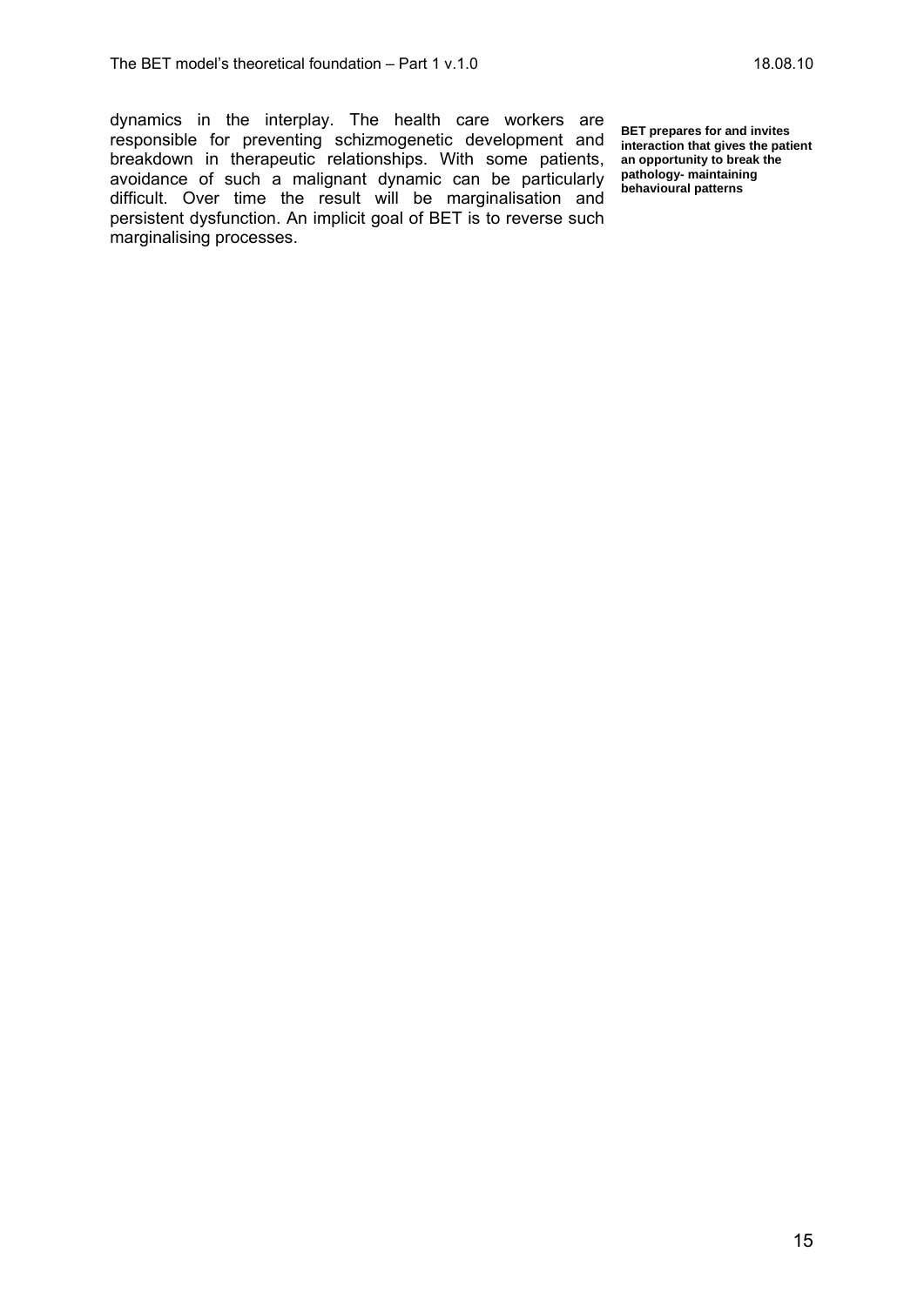dynamics in the interplay. The health care workers are responsible for preventing schizmogenetic development and breakdown in therapeutic relationships. With some patients, avoidance of such a malignant dynamic can be particularly difficult. Over time the result will be marginalisation and persistent dysfunction. An implicit goal of BET is to reverse such marginalising processes.

**BET prepares for and invites interaction that gives the patient an opportunity to break the pathology- maintaining behavioural patterns**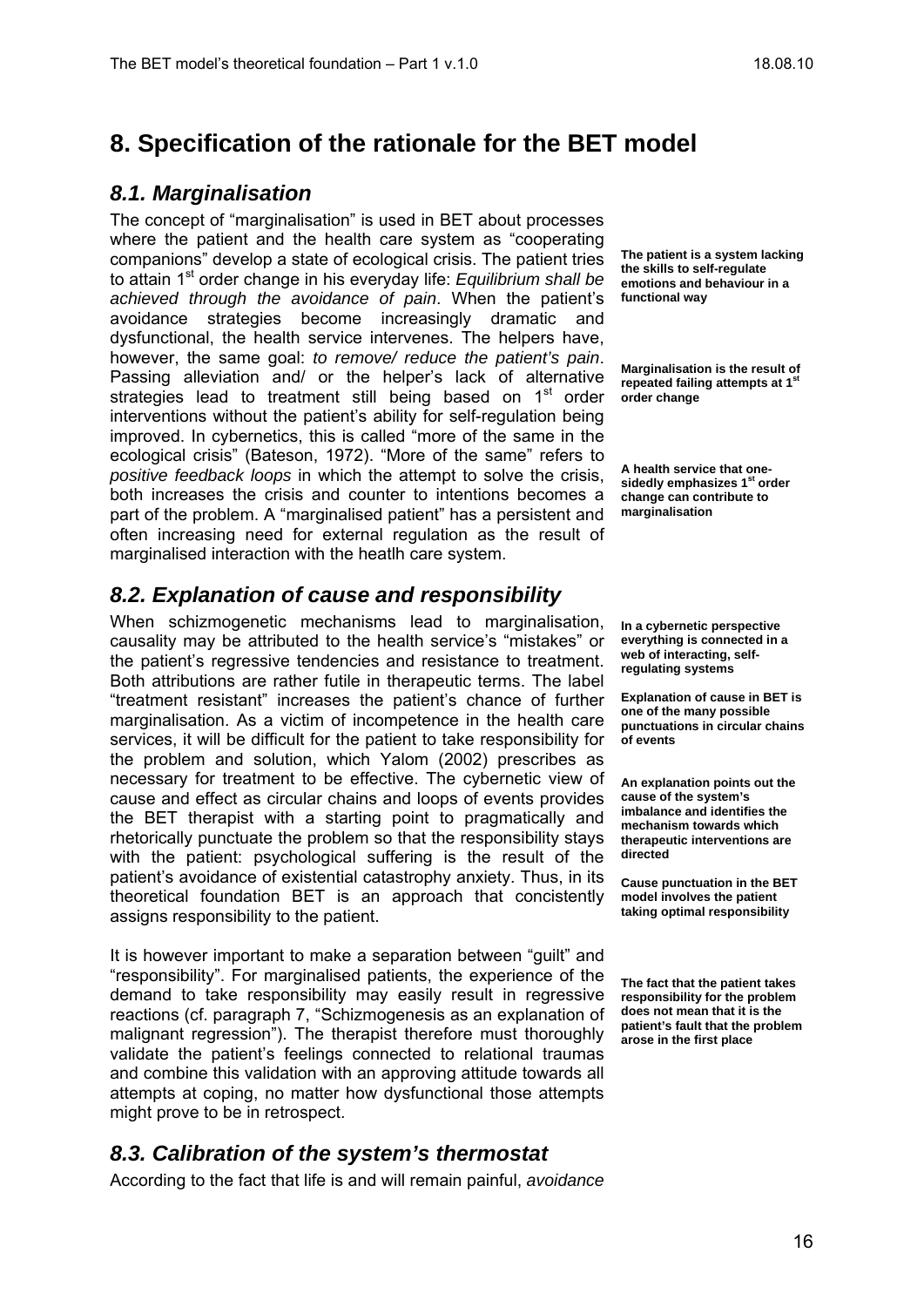# 8. Specification of the rationale for the BET model

## *8.1. Marginalisation*

The concept of “marginalisation” is used in BET about processes where the patient and the health care system as “cooperating companions” develop a state of ecological crisis. The patient tries to attain 1st order change in his everyday life: *Equilibrium shall be achieved through the avoidance of pain*. When the patient’s avoidance strategies become increasingly dramatic and dysfunctional, the health service intervenes. The helpers have, however, the same goal: *to remove/ reduce the patient’s pain*. Passing alleviation and/ or the helper’s lack of alternative strategies lead to treatment still being based on 1st order interventions without the patient’s ability for self-regulation being improved. In cybernetics, this is called “more of the same in the ecological crisis” (Bateson, 1972). “More of the same” refers to *positive feedback loops* in which the attempt to solve the crisis, both increases the crisis and counter to intentions becomes a part of the problem. A “marginalised patient” has a persistent and often increasing need for external regulation as the result of marginalised interaction with the heatlh care system.

**The patient is a system lacking the skills to self-regulate emotions and behaviour in a functional way**

**Marginalisation is the result of repeated failing attempts at 1st order change**

**A health service that one-sidedly emphasizes 1st order change can contribute to marginalisation**

## *8.2. Explanation of cause and responsibility*

When schizmogenetic mechanisms lead to marginalisation, causality may be attributed to the health service’s “mistakes” or the patient’s regressive tendencies and resistance to treatment. Both attributions are rather futile in therapeutic terms. The label “treatment resistant” increases the patient’s chance of further marginalisation. As a victim of incompetence in the health care services, it will be difficult for the patient to take responsibility for the problem and solution, which Yalom (2002) prescribes as necessary for treatment to be effective. The cybernetic view of cause and effect as circular chains and loops of events provides the BET therapist with a starting point to pragmatically and rhetorically punctuate the problem so that the responsibility stays with the patient: psychological suffering is the result of the patient’s avoidance of existential catastrophy anxiety. Thus, in its theoretical foundation BET is an approach that concistently assigns responsibility to the patient.

**In a cybernetic perspective everything is connected in a web of interacting, self-regulating systems**

**Explanation of cause in BET is one of the many possible punctuations in circular chains of events**

**An explanation points out the cause of the system’s imbalance and identifies the mechanism towards which therapeutic interventions are directed**

**Cause punctuation in the BET model involves the patient taking optimal responsibility**

It is however important to make a separation between “guilt” and “responsibility”. For marginalised patients, the experience of the demand to take responsibility may easily result in regressive reactions (cf. paragraph 7, “Schizmogenesis as an explanation of malignant regression”). The therapist therefore must thoroughly validate the patient’s feelings connected to relational traumas and combine this validation with an approving attitude towards all attempts at coping, no matter how dysfunctional those attempts might prove to be in retrospect.

**The fact that the patient takes responsibility for the problem does not mean that it is the patient’s fault that the problem arose in the first place**

## *8.3. Calibration of the system’s thermostat*

According to the fact that life is and will remain painful, *avoidance*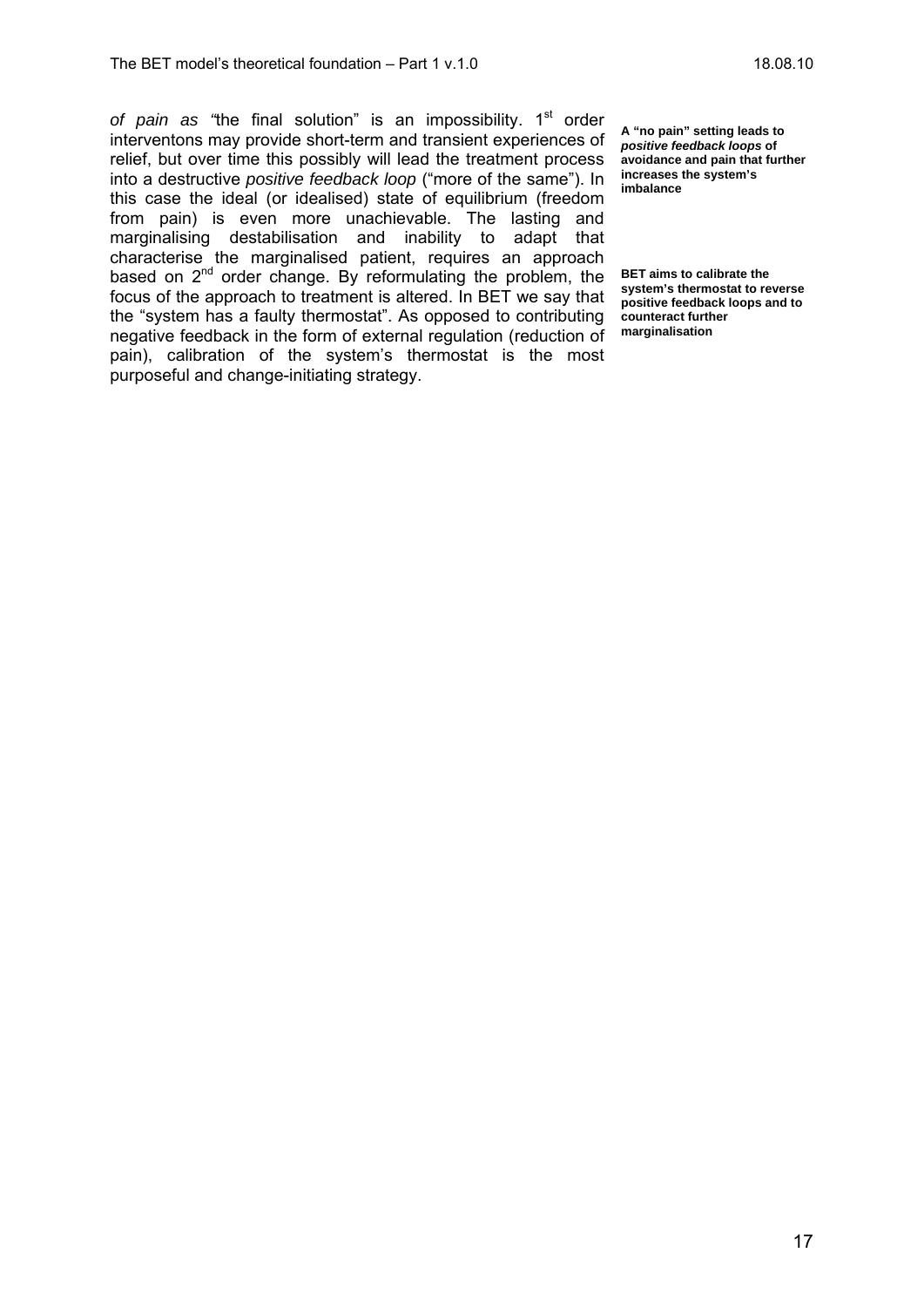*of pain as "*the final solution" is an impossibility. 1st order interventons may provide short-term and transient experiences of relief, but over time this possibly will lead the treatment process into a destructive *positive feedback loop* ("more of the same"). In this case the ideal (or idealised) state of equilibrium (freedom from pain) is even more unachievable. The lasting and marginalising destabilisation and inability to adapt that characterise the marginalised patient, requires an approach based on 2nd order change. By reformulating the problem, the focus of the approach to treatment is altered. In BET we say that the "system has a faulty thermostat". As opposed to contributing negative feedback in the form of external regulation (reduction of pain), calibration of the system's thermostat is the most purposeful and change-initiating strategy.

**A "no pain" setting leads to *positive feedback loops* of avoidance and pain that further increases the system's imbalance**

**BET aims to calibrate the system's thermostat to reverse positive feedback loops and to counteract further marginalisation**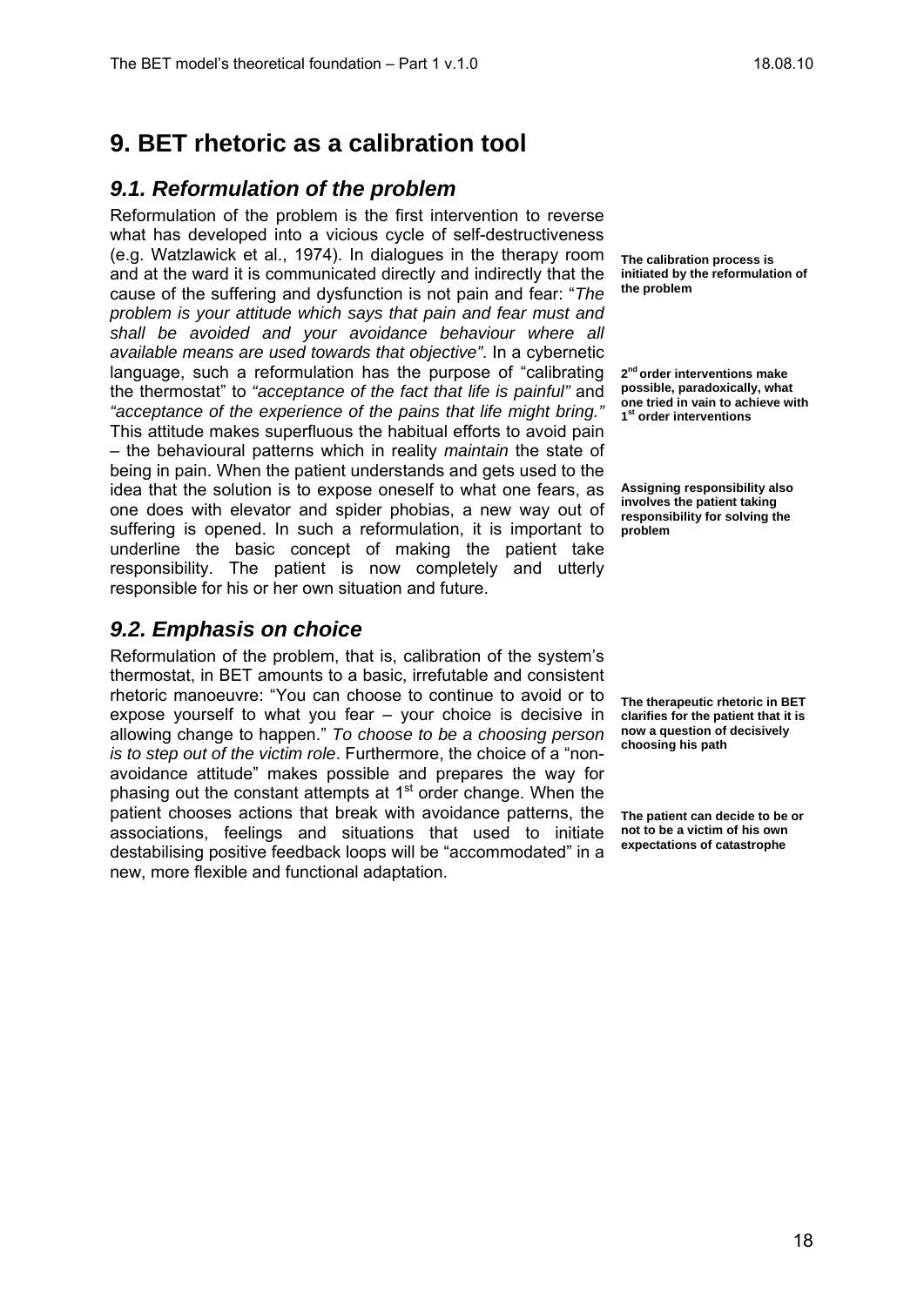# 9. BET rhetoric as a calibration tool

## 9.1. Reformulation of the problem

Reformulation of the problem is the first intervention to reverse what has developed into a vicious cycle of self-destructiveness (e.g. Watzlawick et al., 1974). In dialogues in the therapy room and at the ward it is communicated directly and indirectly that the cause of the suffering and dysfunction is not pain and fear: "*The problem is your attitude which says that pain and fear must and shall be avoided and your avoidance behaviour where all available means are used towards that objective*". In a cybernetic language, such a reformulation has the purpose of "calibrating the thermostat" to *"acceptance of the fact that life is painful"* and *"acceptance of the experience of the pains that life might bring."* This attitude makes superfluous the habitual efforts to avoid pain – the behavioural patterns which in reality *maintain* the state of being in pain. When the patient understands and gets used to the idea that the solution is to expose oneself to what one fears, as one does with elevator and spider phobias, a new way out of suffering is opened. In such a reformulation, it is important to underline the basic concept of making the patient take responsibility. The patient is now completely and utterly responsible for his or her own situation and future.

**The calibration process is initiated by the reformulation of the problem**

**2nd order interventions make possible, paradoxically, what one tried in vain to achieve with 1st order interventions**

**Assigning responsibility also involves the patient taking responsibility for solving the problem**

## 9.2. Emphasis on choice

Reformulation of the problem, that is, calibration of the system's thermostat, in BET amounts to a basic, irrefutable and consistent rhetoric manoeuvre: "You can choose to continue to avoid or to expose yourself to what you fear – your choice is decisive in allowing change to happen." *To choose to be a choosing person is to step out of the victim role*. Furthermore, the choice of a "non-avoidance attitude" makes possible and prepares the way for phasing out the constant attempts at 1st order change. When the patient chooses actions that break with avoidance patterns, the associations, feelings and situations that used to initiate destabilising positive feedback loops will be "accommodated" in a new, more flexible and functional adaptation.

**The therapeutic rhetoric in BET clarifies for the patient that it is now a question of decisively choosing his path**

**The patient can decide to be or not to be a victim of his own expectations of catastrophe**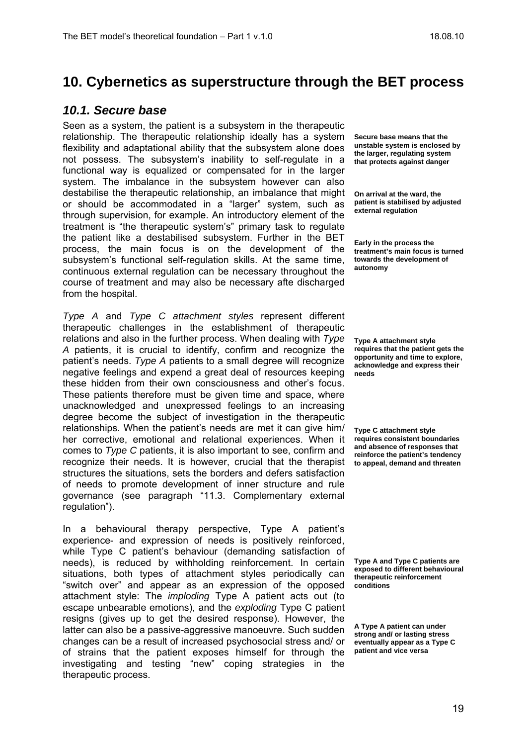# 10. Cybernetics as superstructure through the BET process

## *10.1. Secure base*

Seen as a system, the patient is a subsystem in the therapeutic relationship. The therapeutic relationship ideally has a system flexibility and adaptational ability that the subsystem alone does not possess. The subsystem's inability to self-regulate in a functional way is equalized or compensated for in the larger system. The imbalance in the subsystem however can also destabilise the therapeutic relationship, an imbalance that might or should be accommodated in a "larger" system, such as through supervision, for example. An introductory element of the treatment is "the therapeutic system's" primary task to regulate the patient like a destabilised subsystem. Further in the BET process, the main focus is on the development of the subsystem's functional self-regulation skills. At the same time, continuous external regulation can be necessary throughout the course of treatment and may also be necessary afte discharged from the hospital.

**Secure base means that the unstable system is enclosed by the larger, regulating system that protects against danger**

**On arrival at the ward, the patient is stabilised by adjusted external regulation**

**Early in the process the treatment's main focus is turned towards the development of autonomy**

*Type A* and *Type C attachment styles* represent different therapeutic challenges in the establishment of therapeutic relations and also in the further process. When dealing with *Type A* patients, it is crucial to identify, confirm and recognize the patient's needs. *Type A* patients to a small degree will recognize negative feelings and expend a great deal of resources keeping these hidden from their own consciousness and other's focus. These patients therefore must be given time and space, where unacknowledged and unexpressed feelings to an increasing degree become the subject of investigation in the therapeutic relationships. When the patient's needs are met it can give him/ her corrective, emotional and relational experiences. When it comes to *Type C* patients, it is also important to see, confirm and recognize their needs. It is however, crucial that the therapist structures the situations, sets the borders and defers satisfaction of needs to promote development of inner structure and rule governance (see paragraph "11.3. Complementary external regulation").

**Type A attachment style requires that the patient gets the opportunity and time to explore, acknowledge and express their needs**

**Type C attachment style requires consistent boundaries and absence of responses that reinforce the patient's tendency to appeal, demand and threaten**

In a behavioural therapy perspective, Type A patient's experience- and expression of needs is positively reinforced, while Type C patient's behaviour (demanding satisfaction of needs), is reduced by withholding reinforcement. In certain situations, both types of attachment styles periodically can "switch over" and appear as an expression of the opposed attachment style: The *imploding* Type A patient acts out (to escape unbearable emotions), and the *exploding* Type C patient resigns (gives up to get the desired response). However, the latter can also be a passive-aggressive manoeuvre. Such sudden changes can be a result of increased psychosocial stress and/ or of strains that the patient exposes himself for through the investigating and testing "new" coping strategies in the therapeutic process.

**Type A and Type C patients are exposed to different behavioural therapeutic reinforcement conditions**

**A Type A patient can under strong and/ or lasting stress eventually appear as a Type C patient and vice versa**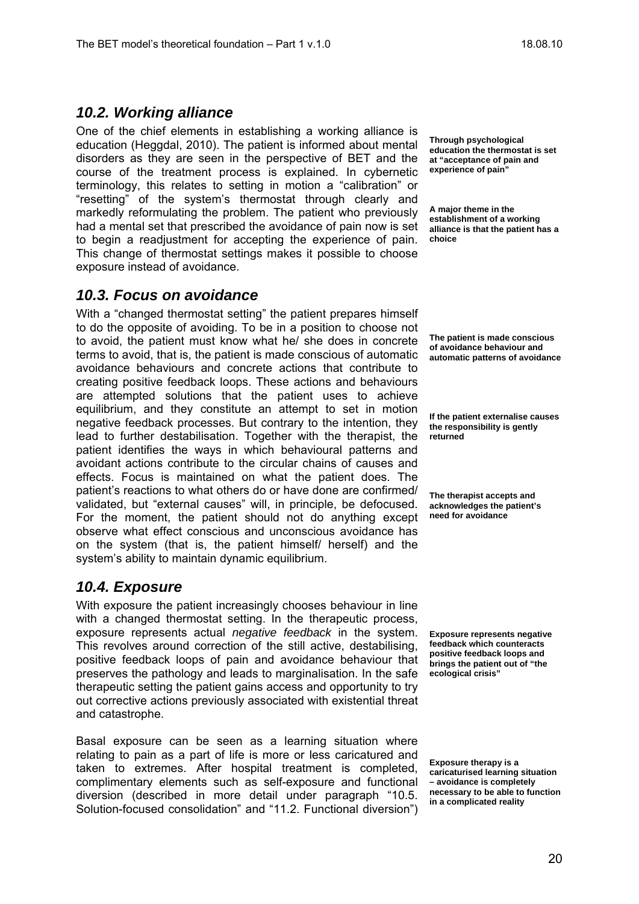## *10.2. Working alliance*

One of the chief elements in establishing a working alliance is education (Heggdal, 2010). The patient is informed about mental disorders as they are seen in the perspective of BET and the course of the treatment process is explained. In cybernetic terminology, this relates to setting in motion a "calibration" or "resetting" of the system's thermostat through clearly and markedly reformulating the problem. The patient who previously had a mental set that prescribed the avoidance of pain now is set to begin a readjustment for accepting the experience of pain. This change of thermostat settings makes it possible to choose exposure instead of avoidance.

**Through psychological education the thermostat is set at "acceptance of pain and experience of pain"**

**A major theme in the establishment of a working alliance is that the patient has a choice**

## *10.3. Focus on avoidance*

With a "changed thermostat setting" the patient prepares himself to do the opposite of avoiding. To be in a position to choose not to avoid, the patient must know what he/ she does in concrete terms to avoid, that is, the patient is made conscious of automatic avoidance behaviours and concrete actions that contribute to creating positive feedback loops. These actions and behaviours are attempted solutions that the patient uses to achieve equilibrium, and they constitute an attempt to set in motion negative feedback processes. But contrary to the intention, they lead to further destabilisation. Together with the therapist, the patient identifies the ways in which behavioural patterns and avoidant actions contribute to the circular chains of causes and effects. Focus is maintained on what the patient does. The patient's reactions to what others do or have done are confirmed/ validated, but "external causes" will, in principle, be defocused. For the moment, the patient should not do anything except observe what effect conscious and unconscious avoidance has on the system (that is, the patient himself/ herself) and the system's ability to maintain dynamic equilibrium.

**The patient is made conscious of avoidance behaviour and automatic patterns of avoidance**

**If the patient externalise causes the responsibility is gently returned**

**The therapist accepts and acknowledges the patient's need for avoidance**

## *10.4. Exposure*

With exposure the patient increasingly chooses behaviour in line with a changed thermostat setting. In the therapeutic process, exposure represents actual *negative feedback* in the system. This revolves around correction of the still active, destabilising, positive feedback loops of pain and avoidance behaviour that preserves the pathology and leads to marginalisation. In the safe therapeutic setting the patient gains access and opportunity to try out corrective actions previously associated with existential threat and catastrophe.

**Exposure represents negative feedback which counteracts positive feedback loops and brings the patient out of "the ecological crisis"**

Basal exposure can be seen as a learning situation where relating to pain as a part of life is more or less caricatured and taken to extremes. After hospital treatment is completed, complimentary elements such as self-exposure and functional diversion (described in more detail under paragraph "10.5. Solution-focused consolidation" and "11.2. Functional diversion")

**Exposure therapy is a caricaturised learning situation – avoidance is completely necessary to be able to function in a complicated reality**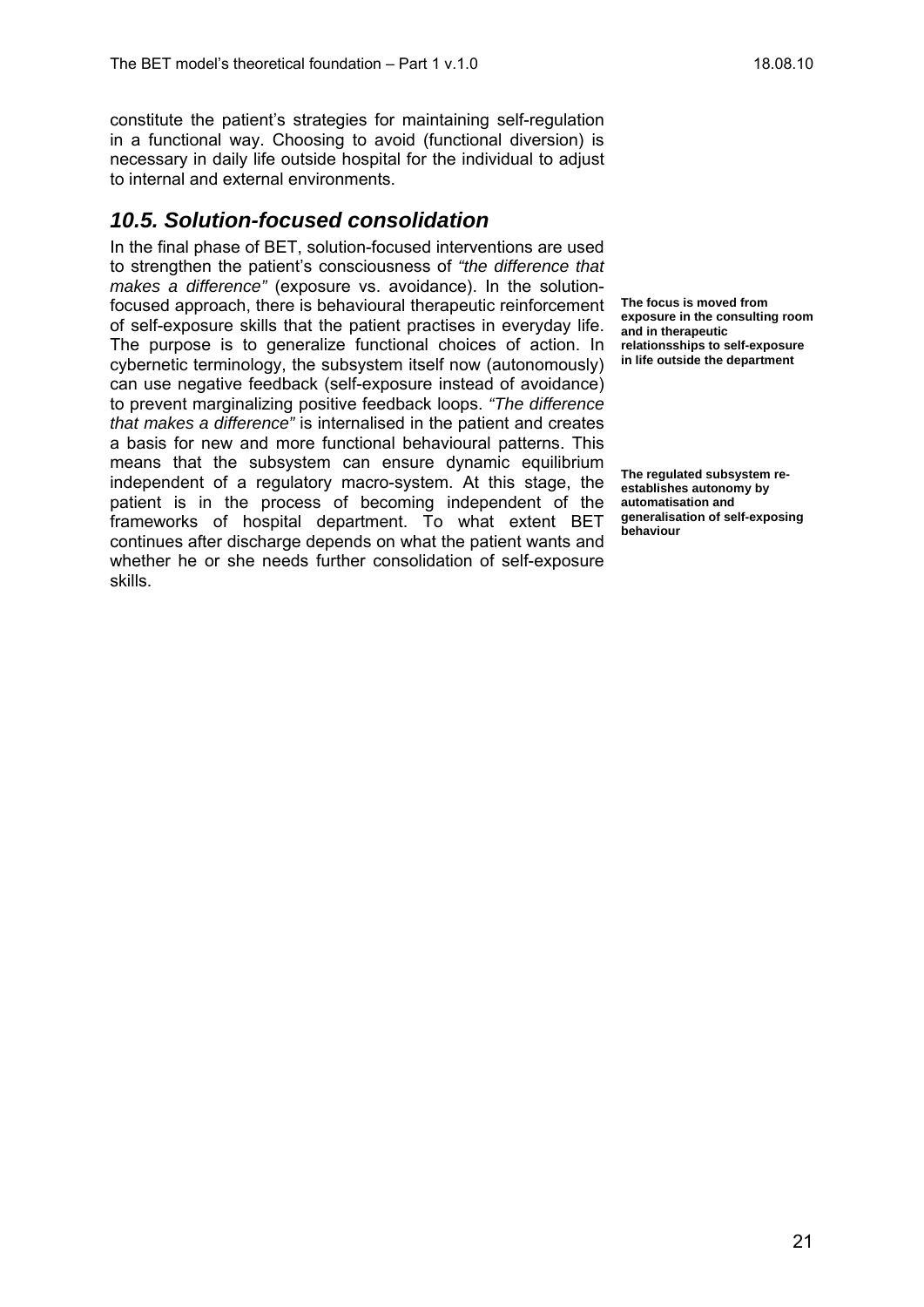constitute the patient's strategies for maintaining self-regulation in a functional way. Choosing to avoid (functional diversion) is necessary in daily life outside hospital for the individual to adjust to internal and external environments.

## *10.5. Solution-focused consolidation*

In the final phase of BET, solution-focused interventions are used to strengthen the patient's consciousness of *"the difference that makes a difference"* (exposure vs. avoidance). In the solution-focused approach, there is behavioural therapeutic reinforcement of self-exposure skills that the patient practises in everyday life. The purpose is to generalize functional choices of action. In cybernetic terminology, the subsystem itself now (autonomously) can use negative feedback (self-exposure instead of avoidance) to prevent marginalizing positive feedback loops. *"The difference that makes a difference"* is internalised in the patient and creates a basis for new and more functional behavioural patterns. This means that the subsystem can ensure dynamic equilibrium independent of a regulatory macro-system. At this stage, the patient is in the process of becoming independent of the frameworks of hospital department. To what extent BET continues after discharge depends on what the patient wants and whether he or she needs further consolidation of self-exposure skills.

**The focus is moved from exposure in the consulting room and in therapeutic relationsships to self-exposure in life outside the department**

**The regulated subsystem re-establishes autonomy by automatisation and generalisation of self-exposing behaviour**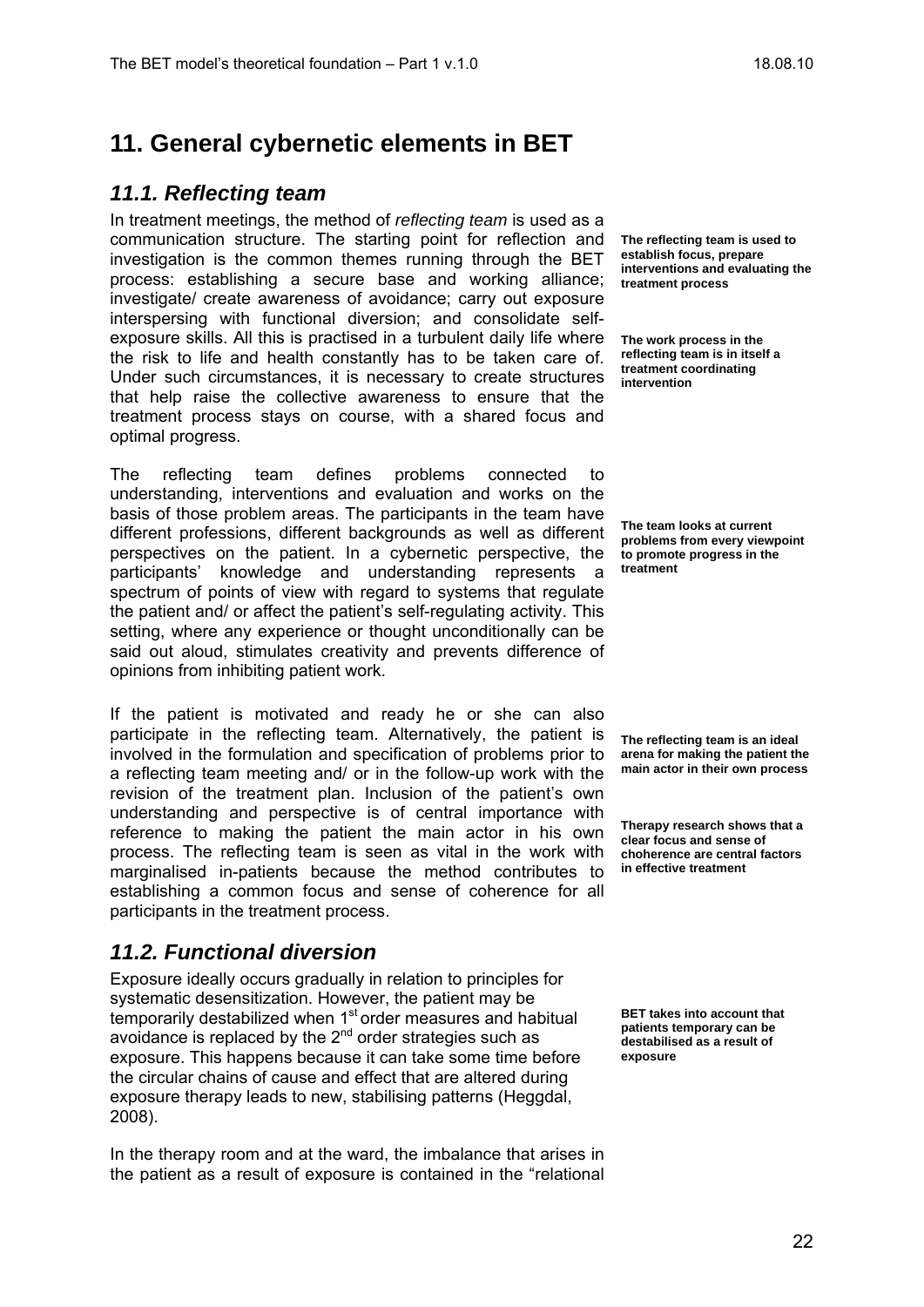# 11. General cybernetic elements in BET

## 11.1. Reflecting team

In treatment meetings, the method of *reflecting team* is used as a communication structure. The starting point for reflection and investigation is the common themes running through the BET process: establishing a secure base and working alliance; investigate/ create awareness of avoidance; carry out exposure interspersing with functional diversion; and consolidate self-exposure skills. All this is practised in a turbulent daily life where the risk to life and health constantly has to be taken care of. Under such circumstances, it is necessary to create structures that help raise the collective awareness to ensure that the treatment process stays on course, with a shared focus and optimal progress.

**The reflecting team is used to establish focus, prepare interventions and evaluating the treatment process**

**The work process in the reflecting team is in itself a treatment coordinating intervention**

The reflecting team defines problems connected to understanding, interventions and evaluation and works on the basis of those problem areas. The participants in the team have different professions, different backgrounds as well as different perspectives on the patient. In a cybernetic perspective, the participants' knowledge and understanding represents a spectrum of points of view with regard to systems that regulate the patient and/ or affect the patient's self-regulating activity. This setting, where any experience or thought unconditionally can be said out aloud, stimulates creativity and prevents difference of opinions from inhibiting patient work.

**The team looks at current problems from every viewpoint to promote progress in the treatment**

If the patient is motivated and ready he or she can also participate in the reflecting team. Alternatively, the patient is involved in the formulation and specification of problems prior to a reflecting team meeting and/ or in the follow-up work with the revision of the treatment plan. Inclusion of the patient's own understanding and perspective is of central importance with reference to making the patient the main actor in his own process. The reflecting team is seen as vital in the work with marginalised in-patients because the method contributes to establishing a common focus and sense of coherence for all participants in the treatment process.

**The reflecting team is an ideal arena for making the patient the main actor in their own process**

**Therapy research shows that a clear focus and sense of choherence are central factors in effective treatment**

## 11.2. Functional diversion

Exposure ideally occurs gradually in relation to principles for systematic desensitization. However, the patient may be temporarily destabilized when 1st order measures and habitual avoidance is replaced by the 2nd order strategies such as exposure. This happens because it can take some time before the circular chains of cause and effect that are altered during exposure therapy leads to new, stabilising patterns (Heggdal, 2008).

**BET takes into account that patients temporary can be destabilised as a result of exposure**

In the therapy room and at the ward, the imbalance that arises in the patient as a result of exposure is contained in the "relational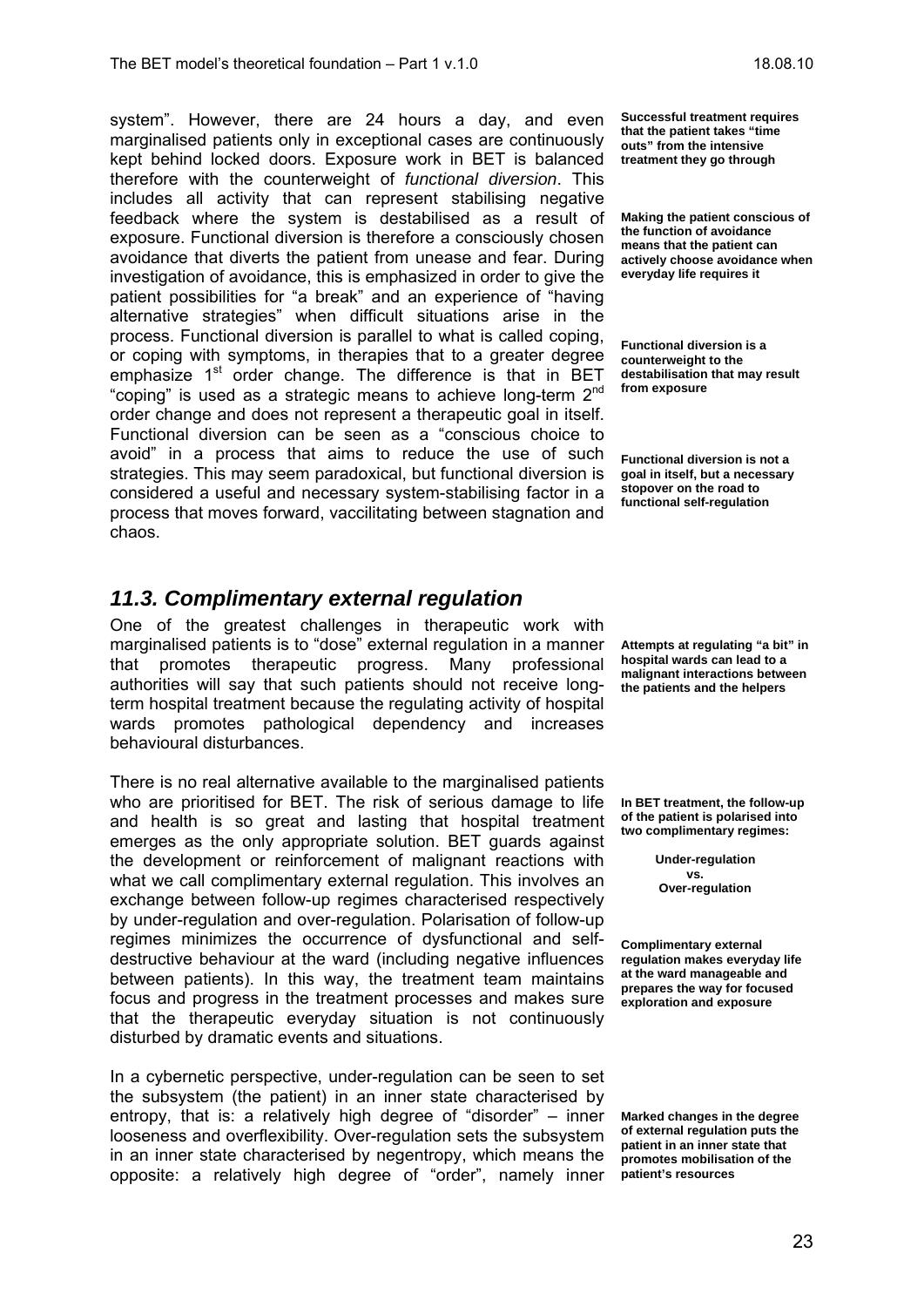system". However, there are 24 hours a day, and even marginalised patients only in exceptional cases are continuously kept behind locked doors. Exposure work in BET is balanced therefore with the counterweight of *functional diversion*. This includes all activity that can represent stabilising negative feedback where the system is destabilised as a result of exposure. Functional diversion is therefore a consciously chosen avoidance that diverts the patient from unease and fear. During investigation of avoidance, this is emphasized in order to give the patient possibilities for "a break" and an experience of "having alternative strategies" when difficult situations arise in the process. Functional diversion is parallel to what is called coping, or coping with symptoms, in therapies that to a greater degree emphasize 1[st] order change. The difference is that in BET "coping" is used as a strategic means to achieve long-term 2[nd] order change and does not represent a therapeutic goal in itself. Functional diversion can be seen as a "conscious choice to avoid" in a process that aims to reduce the use of such strategies. This may seem paradoxical, but functional diversion is considered a useful and necessary system-stabilising factor in a process that moves forward, vaccilitating between stagnation and chaos.

**Successful treatment requires that the patient takes "time outs" from the intensive treatment they go through**

**Making the patient conscious of the function of avoidance means that the patient can actively choose avoidance when everyday life requires it**

**Functional diversion is a counterweight to the destabilisation that may result from exposure**

**Functional diversion is not a goal in itself, but a necessary stopover on the road to functional self-regulation**

## *11.3. Complimentary external regulation*

One of the greatest challenges in therapeutic work with marginalised patients is to "dose" external regulation in a manner that promotes therapeutic progress. Many professional authorities will say that such patients should not receive long-term hospital treatment because the regulating activity of hospital wards promotes pathological dependency and increases behavioural disturbances.

**Attempts at regulating "a bit" in hospital wards can lead to a malignant interactions between the patients and the helpers**

There is no real alternative available to the marginalised patients who are prioritised for BET. The risk of serious damage to life and health is so great and lasting that hospital treatment emerges as the only appropriate solution. BET guards against the development or reinforcement of malignant reactions with what we call complimentary external regulation. This involves an exchange between follow-up regimes characterised respectively by under-regulation and over-regulation. Polarisation of follow-up regimes minimizes the occurrence of dysfunctional and self-destructive behaviour at the ward (including negative influences between patients). In this way, the treatment team maintains focus and progress in the treatment processes and makes sure that the therapeutic everyday situation is not continuously disturbed by dramatic events and situations.

**In BET treatment, the follow-up of the patient is polarised into two complimentary regimes:**

**Under-regulation**
**vs.**
**Over-regulation**

**Complimentary external regulation makes everyday life at the ward manageable and prepares the way for focused exploration and exposure**

In a cybernetic perspective, under-regulation can be seen to set the subsystem (the patient) in an inner state characterised by entropy, that is: a relatively high degree of "disorder" – inner looseness and overflexibility. Over-regulation sets the subsystem in an inner state characterised by negentropy, which means the opposite: a relatively high degree of "order", namely inner

**Marked changes in the degree of external regulation puts the patient in an inner state that promotes mobilisation of the patient's resources**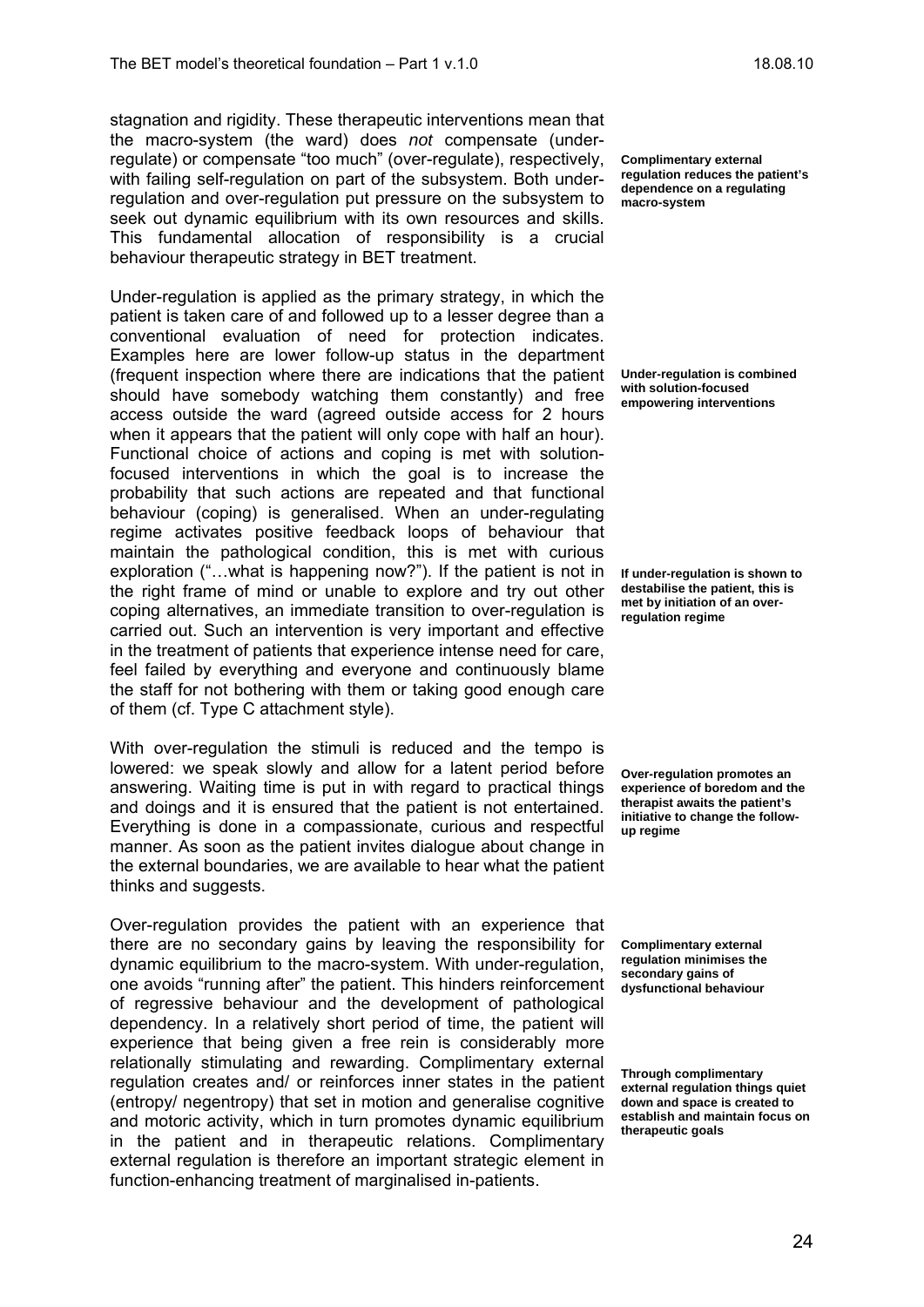stagnation and rigidity. These therapeutic interventions mean that the macro-system (the ward) does *not* compensate (under-regulate) or compensate "too much" (over-regulate), respectively, with failing self-regulation on part of the subsystem. Both under-regulation and over-regulation put pressure on the subsystem to seek out dynamic equilibrium with its own resources and skills. This fundamental allocation of responsibility is a crucial behaviour therapeutic strategy in BET treatment.

**Complimentary external regulation reduces the patient's dependence on a regulating macro-system**

Under-regulation is applied as the primary strategy, in which the patient is taken care of and followed up to a lesser degree than a conventional evaluation of need for protection indicates. Examples here are lower follow-up status in the department (frequent inspection where there are indications that the patient should have somebody watching them constantly) and free access outside the ward (agreed outside access for 2 hours when it appears that the patient will only cope with half an hour). Functional choice of actions and coping is met with solution-focused interventions in which the goal is to increase the probability that such actions are repeated and that functional behaviour (coping) is generalised. When an under-regulating regime activates positive feedback loops of behaviour that maintain the pathological condition, this is met with curious exploration ("…what is happening now?"). If the patient is not in the right frame of mind or unable to explore and try out other coping alternatives, an immediate transition to over-regulation is carried out. Such an intervention is very important and effective in the treatment of patients that experience intense need for care, feel failed by everything and everyone and continuously blame the staff for not bothering with them or taking good enough care of them (cf. Type C attachment style).

**Under-regulation is combined with solution-focused empowering interventions**

**If under-regulation is shown to destabilise the patient, this is met by initiation of an over-regulation regime**

With over-regulation the stimuli is reduced and the tempo is lowered: we speak slowly and allow for a latent period before answering. Waiting time is put in with regard to practical things and doings and it is ensured that the patient is not entertained. Everything is done in a compassionate, curious and respectful manner. As soon as the patient invites dialogue about change in the external boundaries, we are available to hear what the patient thinks and suggests.

**Over-regulation promotes an experience of boredom and the therapist awaits the patient's initiative to change the follow-up regime**

Over-regulation provides the patient with an experience that there are no secondary gains by leaving the responsibility for dynamic equilibrium to the macro-system. With under-regulation, one avoids "running after" the patient. This hinders reinforcement of regressive behaviour and the development of pathological dependency. In a relatively short period of time, the patient will experience that being given a free rein is considerably more relationally stimulating and rewarding. Complimentary external regulation creates and/ or reinforces inner states in the patient (entropy/ negentropy) that set in motion and generalise cognitive and motoric activity, which in turn promotes dynamic equilibrium in the patient and in therapeutic relations. Complimentary external regulation is therefore an important strategic element in function-enhancing treatment of marginalised in-patients.

**Complimentary external regulation minimises the secondary gains of dysfunctional behaviour**

**Through complimentary external regulation things quiet down and space is created to establish and maintain focus on therapeutic goals**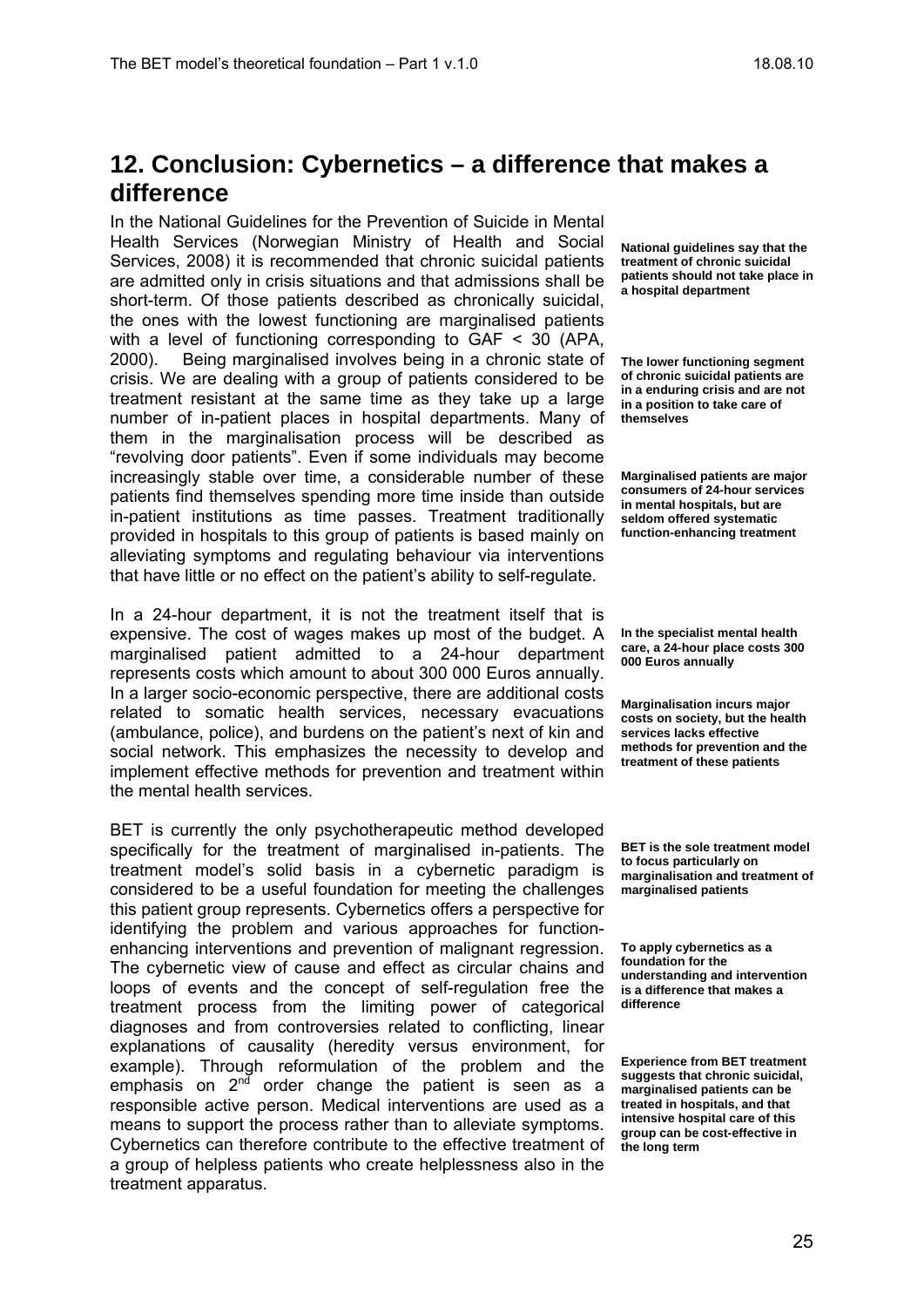## 12. Conclusion: Cybernetics – a difference that makes a difference

In the National Guidelines for the Prevention of Suicide in Mental Health Services (Norwegian Ministry of Health and Social Services, 2008) it is recommended that chronic suicidal patients are admitted only in crisis situations and that admissions shall be short-term. Of those patients described as chronically suicidal, the ones with the lowest functioning are marginalised patients with a level of functioning corresponding to GAF < 30 (APA, 2000). Being marginalised involves being in a chronic state of crisis. We are dealing with a group of patients considered to be treatment resistant at the same time as they take up a large number of in-patient places in hospital departments. Many of them in the marginalisation process will be described as "revolving door patients". Even if some individuals may become increasingly stable over time, a considerable number of these patients find themselves spending more time inside than outside in-patient institutions as time passes. Treatment traditionally provided in hospitals to this group of patients is based mainly on alleviating symptoms and regulating behaviour via interventions that have little or no effect on the patient's ability to self-regulate.

**National guidelines say that the treatment of chronic suicidal patients should not take place in a hospital department**

**The lower functioning segment of chronic suicidal patients are in a enduring crisis and are not in a position to take care of themselves**

**Marginalised patients are major consumers of 24-hour services in mental hospitals, but are seldom offered systematic function-enhancing treatment**

In a 24-hour department, it is not the treatment itself that is expensive. The cost of wages makes up most of the budget. A marginalised patient admitted to a 24-hour department represents costs which amount to about 300 000 Euros annually. In a larger socio-economic perspective, there are additional costs related to somatic health services, necessary evacuations (ambulance, police), and burdens on the patient's next of kin and social network. This emphasizes the necessity to develop and implement effective methods for prevention and treatment within the mental health services.

**In the specialist mental health care, a 24-hour place costs 300 000 Euros annually**

**Marginalisation incurs major costs on society, but the health services lacks effective methods for prevention and the treatment of these patients**

BET is currently the only psychotherapeutic method developed specifically for the treatment of marginalised in-patients. The treatment model's solid basis in a cybernetic paradigm is considered to be a useful foundation for meeting the challenges this patient group represents. Cybernetics offers a perspective for identifying the problem and various approaches for function-enhancing interventions and prevention of malignant regression. The cybernetic view of cause and effect as circular chains and loops of events and the concept of self-regulation free the treatment process from the limiting power of categorical diagnoses and from controversies related to conflicting, linear explanations of causality (heredity versus environment, for example). Through reformulation of the problem and the emphasis on 2nd order change the patient is seen as a responsible active person. Medical interventions are used as a means to support the process rather than to alleviate symptoms. Cybernetics can therefore contribute to the effective treatment of a group of helpless patients who create helplessness also in the treatment apparatus.

**BET is the sole treatment model to focus particularly on marginalisation and treatment of marginalised patients**

**To apply cybernetics as a foundation for the understanding and intervention is a difference that makes a difference**

**Experience from BET treatment suggests that chronic suicidal, marginalised patients can be treated in hospitals, and that intensive hospital care of this group can be cost-effective in the long term**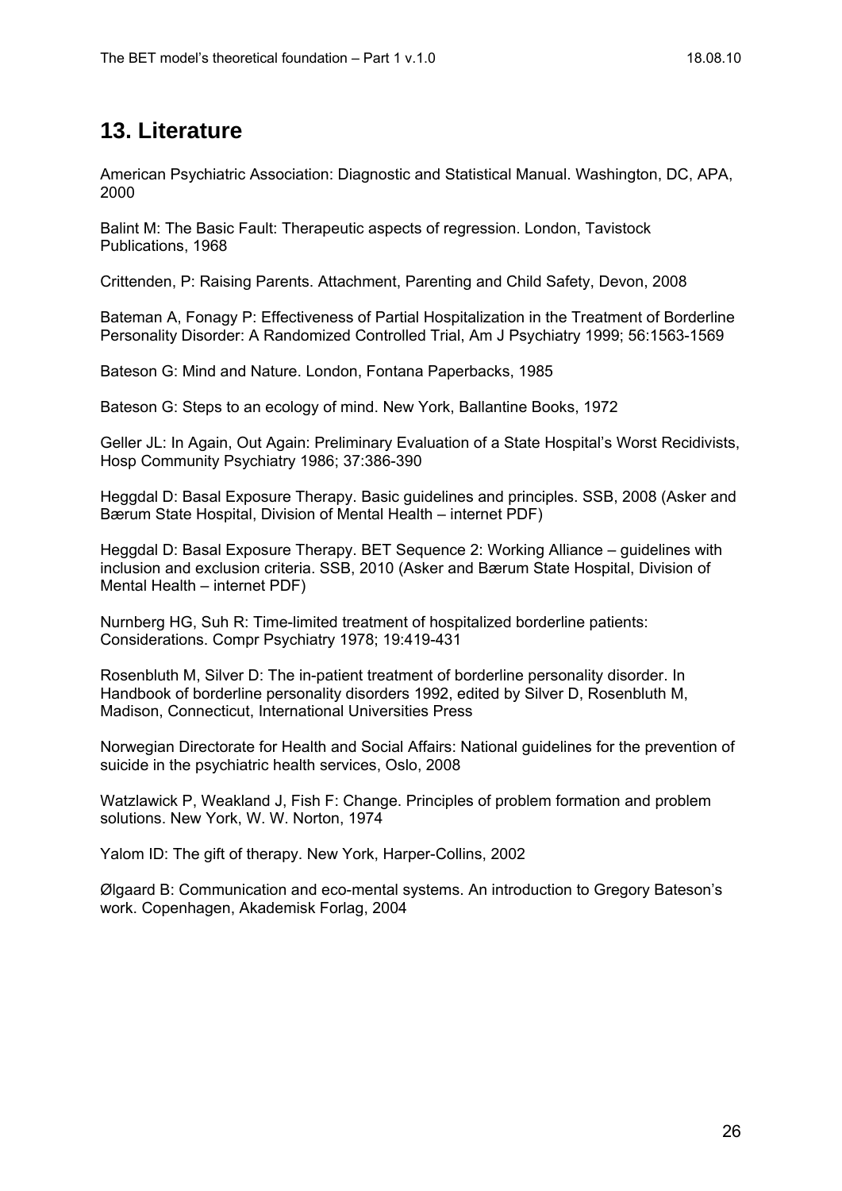## 13. Literature

American Psychiatric Association: Diagnostic and Statistical Manual. Washington, DC, APA, 2000

Balint M: The Basic Fault: Therapeutic aspects of regression. London, Tavistock Publications, 1968

Crittenden, P: Raising Parents. Attachment, Parenting and Child Safety, Devon, 2008

Bateman A, Fonagy P: Effectiveness of Partial Hospitalization in the Treatment of Borderline Personality Disorder: A Randomized Controlled Trial, Am J Psychiatry 1999; 56:1563-1569

Bateson G: Mind and Nature. London, Fontana Paperbacks, 1985

Bateson G: Steps to an ecology of mind. New York, Ballantine Books, 1972

Geller JL: In Again, Out Again: Preliminary Evaluation of a State Hospital's Worst Recidivists, Hosp Community Psychiatry 1986; 37:386-390

Heggdal D: Basal Exposure Therapy. Basic guidelines and principles. SSB, 2008 (Asker and Bærum State Hospital, Division of Mental Health – internet PDF)

Heggdal D: Basal Exposure Therapy. BET Sequence 2: Working Alliance – guidelines with inclusion and exclusion criteria. SSB, 2010 (Asker and Bærum State Hospital, Division of Mental Health – internet PDF)

Nurnberg HG, Suh R: Time-limited treatment of hospitalized borderline patients: Considerations. Compr Psychiatry 1978; 19:419-431

Rosenbluth M, Silver D: The in-patient treatment of borderline personality disorder. In Handbook of borderline personality disorders 1992, edited by Silver D, Rosenbluth M, Madison, Connecticut, International Universities Press

Norwegian Directorate for Health and Social Affairs: National guidelines for the prevention of suicide in the psychiatric health services, Oslo, 2008

Watzlawick P, Weakland J, Fish F: Change. Principles of problem formation and problem solutions. New York, W. W. Norton, 1974

Yalom ID: The gift of therapy. New York, Harper-Collins, 2002

Ølgaard B: Communication and eco-mental systems. An introduction to Gregory Bateson's work. Copenhagen, Akademisk Forlag, 2004